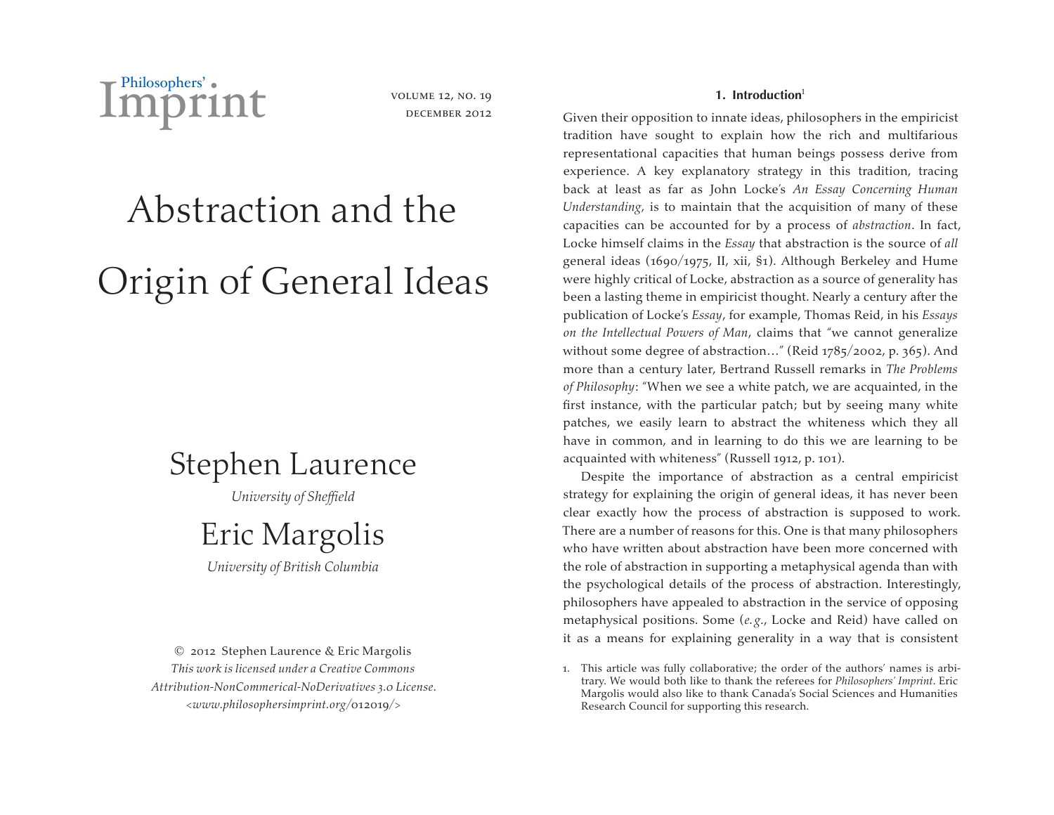# Abstraction and the Origin of General Ideas

## Stephen Laurence

*University of Sheffield*

## Eric Margolis

*University of British Columbia*

© 2012 Stephen Laurence & Eric Margolis
*This work is licensed under a Creative Commons Attribution-NonCommerical-NoDerivatives 3.0 License.*
*<www.philosophersimprint.org/012019/>*

### 1. Introduction[1]

Given their opposition to innate ideas, philosophers in the empiricist tradition have sought to explain how the rich and multifarious representational capacities that human beings possess derive from experience. A key explanatory strategy in this tradition, tracing back at least as far as John Locke's *An Essay Concerning Human Understanding,* is to maintain that the acquisition of many of these capacities can be accounted for by a process of *abstraction*. In fact, Locke himself claims in the *Essay* that abstraction is the source of *all* general ideas (1690/1975, II, xii, §1). Although Berkeley and Hume were highly critical of Locke, abstraction as a source of generality has been a lasting theme in empiricist thought. Nearly a century after the publication of Locke's *Essay*, for example, Thomas Reid, in his *Essays on the Intellectual Powers of Man*, claims that "we cannot generalize without some degree of abstraction…" (Reid 1785/2002, p. 365). And more than a century later, Bertrand Russell remarks in *The Problems of Philosophy*: "When we see a white patch, we are acquainted, in the first instance, with the particular patch; but by seeing many white patches, we easily learn to abstract the whiteness which they all have in common, and in learning to do this we are learning to be acquainted with whiteness" (Russell 1912, p. 101).

Despite the importance of abstraction as a central empiricist strategy for explaining the origin of general ideas, it has never been clear exactly how the process of abstraction is supposed to work. There are a number of reasons for this. One is that many philosophers who have written about abstraction have been more concerned with the role of abstraction in supporting a metaphysical agenda than with the psychological details of the process of abstraction. Interestingly, philosophers have appealed to abstraction in the service of opposing metaphysical positions. Some (*e.g.*, Locke and Reid) have called on it as a means for explaining generality in a way that is consistent

1. This article was fully collaborative; the order of the authors' names is arbitrary. We would both like to thank the referees for *Philosophers' Imprint*. Eric Margolis would also like to thank Canada's Social Sciences and Humanities Research Council for supporting this research.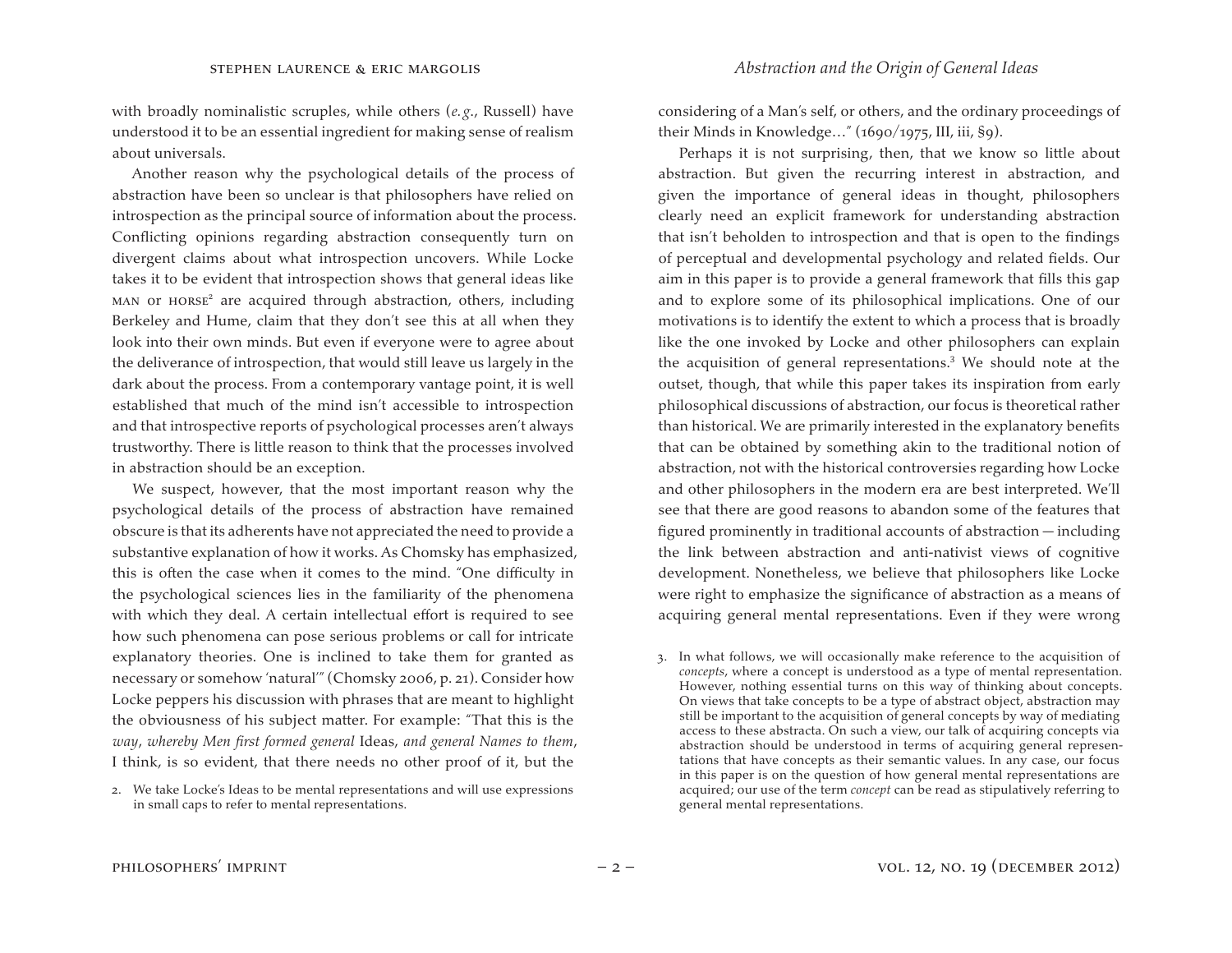with broadly nominalistic scruples, while others (*e.g.*, Russell) have understood it to be an essential ingredient for making sense of realism about universals.

Another reason why the psychological details of the process of abstraction have been so unclear is that philosophers have relied on introspection as the principal source of information about the process. Conflicting opinions regarding abstraction consequently turn on divergent claims about what introspection uncovers. While Locke takes it to be evident that introspection shows that general ideas like MAN or HORSE[2] are acquired through abstraction, others, including Berkeley and Hume, claim that they don't see this at all when they look into their own minds. But even if everyone were to agree about the deliverance of introspection, that would still leave us largely in the dark about the process. From a contemporary vantage point, it is well established that much of the mind isn't accessible to introspection and that introspective reports of psychological processes aren't always trustworthy. There is little reason to think that the processes involved in abstraction should be an exception.

We suspect, however, that the most important reason why the psychological details of the process of abstraction have remained obscure is that its adherents have not appreciated the need to provide a substantive explanation of how it works. As Chomsky has emphasized, this is often the case when it comes to the mind. "One difficulty in the psychological sciences lies in the familiarity of the phenomena with which they deal. A certain intellectual effort is required to see how such phenomena can pose serious problems or call for intricate explanatory theories. One is inclined to take them for granted as necessary or somehow 'natural'" (Chomsky 2006, p. 21). Consider how Locke peppers his discussion with phrases that are meant to highlight the obviousness of his subject matter. For example: "That this is the *way*, *whereby Men first formed general* Ideas, *and general Names to them*, I think, is so evident, that there needs no other proof of it, but the considering of a Man's self, or others, and the ordinary proceedings of their Minds in Knowledge…" (1690/1975, III, iii, §9).

Perhaps it is not surprising, then, that we know so little about abstraction. But given the recurring interest in abstraction, and given the importance of general ideas in thought, philosophers clearly need an explicit framework for understanding abstraction that isn't beholden to introspection and that is open to the findings of perceptual and developmental psychology and related fields. Our aim in this paper is to provide a general framework that fills this gap and to explore some of its philosophical implications. One of our motivations is to identify the extent to which a process that is broadly like the one invoked by Locke and other philosophers can explain the acquisition of general representations.[3] We should note at the outset, though, that while this paper takes its inspiration from early philosophical discussions of abstraction, our focus is theoretical rather than historical. We are primarily interested in the explanatory benefits that can be obtained by something akin to the traditional notion of abstraction, not with the historical controversies regarding how Locke and other philosophers in the modern era are best interpreted. We'll see that there are good reasons to abandon some of the features that figured prominently in traditional accounts of abstraction — including the link between abstraction and anti-nativist views of cognitive development. Nonetheless, we believe that philosophers like Locke were right to emphasize the significance of abstraction as a means of acquiring general mental representations. Even if they were wrong

2. We take Locke's Ideas to be mental representations and will use expressions in small caps to refer to mental representations.

3. In what follows, we will occasionally make reference to the acquisition of *concepts*, where a concept is understood as a type of mental representation. However, nothing essential turns on this way of thinking about concepts. On views that take concepts to be a type of abstract object, abstraction may still be important to the acquisition of general concepts by way of mediating access to these abstracta. On such a view, our talk of acquiring concepts via abstraction should be understood in terms of acquiring general representations that have concepts as their semantic values. In any case, our focus in this paper is on the question of how general mental representations are acquired; our use of the term *concept* can be read as stipulatively referring to general mental representations.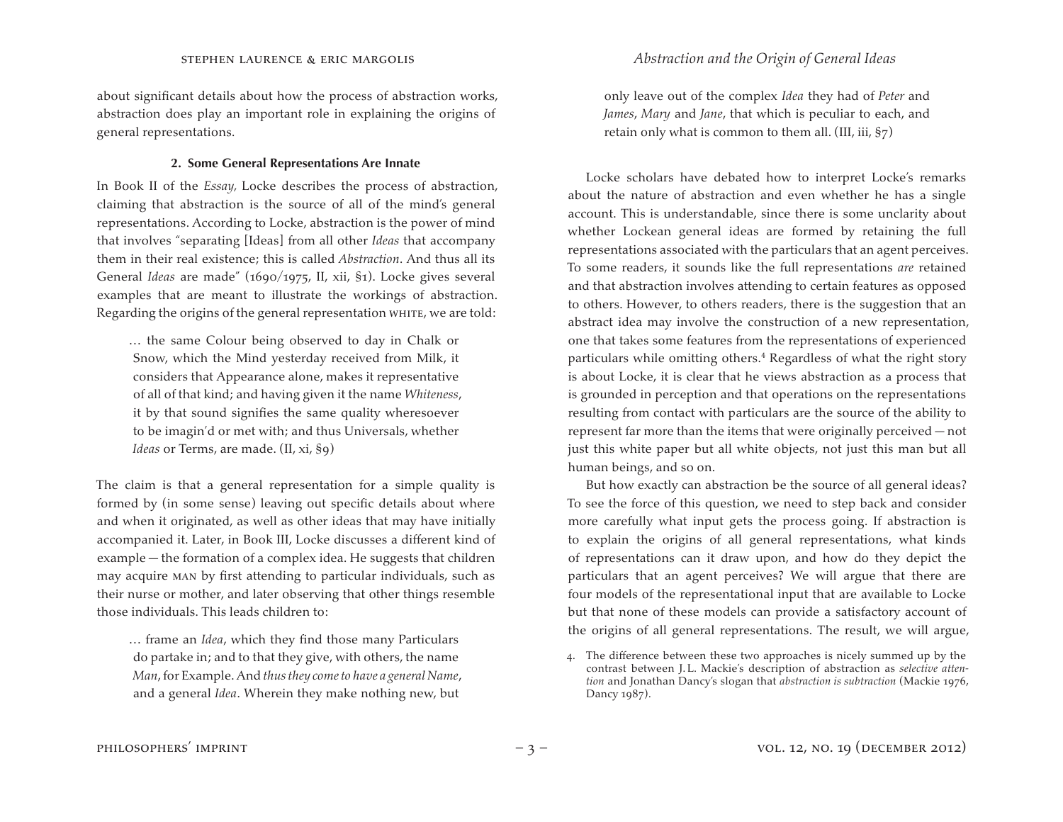about significant details about how the process of abstraction works, abstraction does play an important role in explaining the origins of general representations.

### 2. Some General Representations Are Innate

In Book II of the *Essay*, Locke describes the process of abstraction, claiming that abstraction is the source of all of the mind's general representations. According to Locke, abstraction is the power of mind that involves "separating [Ideas] from all other *Ideas* that accompany them in their real existence; this is called *Abstraction*. And thus all its General *Ideas* are made" (1690/1975, II, xii, §1). Locke gives several examples that are meant to illustrate the workings of abstraction. Regarding the origins of the general representation WHITE, we are told:

> … the same Colour being observed to day in Chalk or Snow, which the Mind yesterday received from Milk, it considers that Appearance alone, makes it representative of all of that kind; and having given it the name *Whiteness*, it by that sound signifies the same quality wheresoever to be imagin'd or met with; and thus Universals, whether *Ideas* or Terms, are made. (II, xi, §9)

The claim is that a general representation for a simple quality is formed by (in some sense) leaving out specific details about where and when it originated, as well as other ideas that may have initially accompanied it. Later, in Book III, Locke discusses a different kind of example — the formation of a complex idea. He suggests that children may acquire MAN by first attending to particular individuals, such as their nurse or mother, and later observing that other things resemble those individuals. This leads children to:

> … frame an *Idea*, which they find those many Particulars do partake in; and to that they give, with others, the name *Man*, for Example. And *thus they come to have a general Name*, and a general *Idea*. Wherein they make nothing new, but only leave out of the complex *Idea* they had of *Peter* and *James*, *Mary* and *Jane*, that which is peculiar to each, and retain only what is common to them all. (III, iii, §7)

Locke scholars have debated how to interpret Locke's remarks about the nature of abstraction and even whether he has a single account. This is understandable, since there is some unclarity about whether Lockean general ideas are formed by retaining the full representations associated with the particulars that an agent perceives. To some readers, it sounds like the full representations *are* retained and that abstraction involves attending to certain features as opposed to others. However, to others readers, there is the suggestion that an abstract idea may involve the construction of a new representation, one that takes some features from the representations of experienced particulars while omitting others.[4] Regardless of what the right story is about Locke, it is clear that he views abstraction as a process that is grounded in perception and that operations on the representations resulting from contact with particulars are the source of the ability to represent far more than the items that were originally perceived — not just this white paper but all white objects, not just this man but all human beings, and so on.

But how exactly can abstraction be the source of all general ideas? To see the force of this question, we need to step back and consider more carefully what input gets the process going. If abstraction is to explain the origins of all general representations, what kinds of representations can it draw upon, and how do they depict the particulars that an agent perceives? We will argue that there are four models of the representational input that are available to Locke but that none of these models can provide a satisfactory account of the origins of all general representations. The result, we will argue,

4. The difference between these two approaches is nicely summed up by the contrast between J.L. Mackie's description of abstraction as *selective attention* and Jonathan Dancy's slogan that *abstraction is subtraction* (Mackie 1976, Dancy 1987).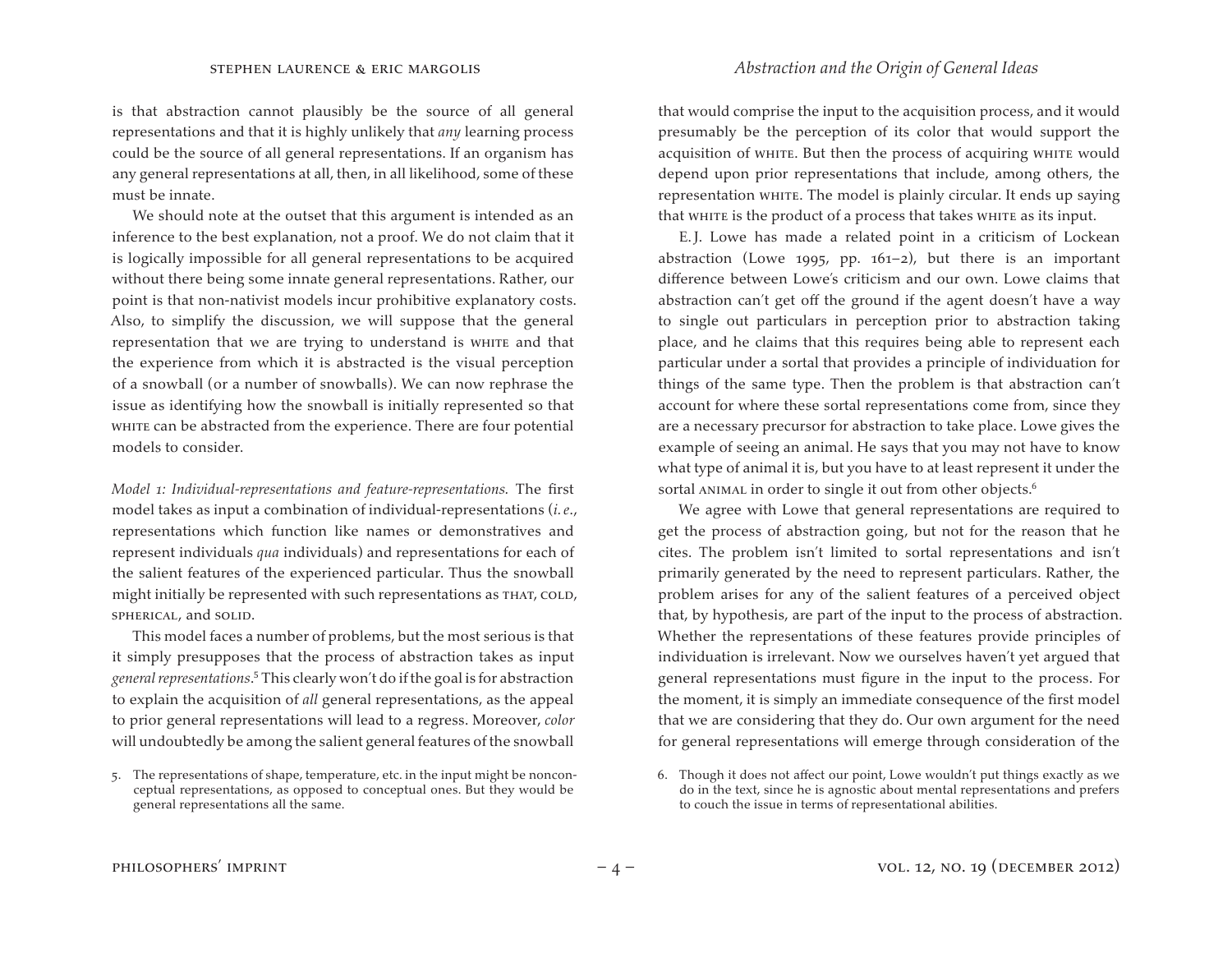is that abstraction cannot plausibly be the source of all general representations and that it is highly unlikely that *any* learning process could be the source of all general representations. If an organism has any general representations at all, then, in all likelihood, some of these must be innate.

We should note at the outset that this argument is intended as an inference to the best explanation, not a proof. We do not claim that it is logically impossible for all general representations to be acquired without there being some innate general representations. Rather, our point is that non-nativist models incur prohibitive explanatory costs. Also, to simplify the discussion, we will suppose that the general representation that we are trying to understand is WHITE and that the experience from which it is abstracted is the visual perception of a snowball (or a number of snowballs). We can now rephrase the issue as identifying how the snowball is initially represented so that WHITE can be abstracted from the experience. There are four potential models to consider.

*Model 1: Individual-representations and feature-representations.* The first model takes as input a combination of individual-representations (*i.e.*, representations which function like names or demonstratives and represent individuals *qua* individuals) and representations for each of the salient features of the experienced particular. Thus the snowball might initially be represented with such representations as THAT, COLD, SPHERICAL, and SOLID.

This model faces a number of problems, but the most serious is that it simply presupposes that the process of abstraction takes as input *general representations*.[5] This clearly won't do if the goal is for abstraction to explain the acquisition of *all* general representations, as the appeal to prior general representations will lead to a regress. Moreover, *color* will undoubtedly be among the salient general features of the snowball that would comprise the input to the acquisition process, and it would presumably be the perception of its color that would support the acquisition of WHITE. But then the process of acquiring WHITE would depend upon prior representations that include, among others, the representation WHITE. The model is plainly circular. It ends up saying that WHITE is the product of a process that takes WHITE as its input.

E.J. Lowe has made a related point in a criticism of Lockean abstraction (Lowe 1995, pp. 161–2), but there is an important difference between Lowe's criticism and our own. Lowe claims that abstraction can't get off the ground if the agent doesn't have a way to single out particulars in perception prior to abstraction taking place, and he claims that this requires being able to represent each particular under a sortal that provides a principle of individuation for things of the same type. Then the problem is that abstraction can't account for where these sortal representations come from, since they are a necessary precursor for abstraction to take place. Lowe gives the example of seeing an animal. He says that you may not have to know what type of animal it is, but you have to at least represent it under the sortal ANIMAL in order to single it out from other objects.[6]

We agree with Lowe that general representations are required to get the process of abstraction going, but not for the reason that he cites. The problem isn't limited to sortal representations and isn't primarily generated by the need to represent particulars. Rather, the problem arises for any of the salient features of a perceived object that, by hypothesis, are part of the input to the process of abstraction. Whether the representations of these features provide principles of individuation is irrelevant. Now we ourselves haven't yet argued that general representations must figure in the input to the process. For the moment, it is simply an immediate consequence of the first model that we are considering that they do. Our own argument for the need for general representations will emerge through consideration of the

5. The representations of shape, temperature, etc. in the input might be nonconceptual representations, as opposed to conceptual ones. But they would be general representations all the same.

6. Though it does not affect our point, Lowe wouldn't put things exactly as we do in the text, since he is agnostic about mental representations and prefers to couch the issue in terms of representational abilities.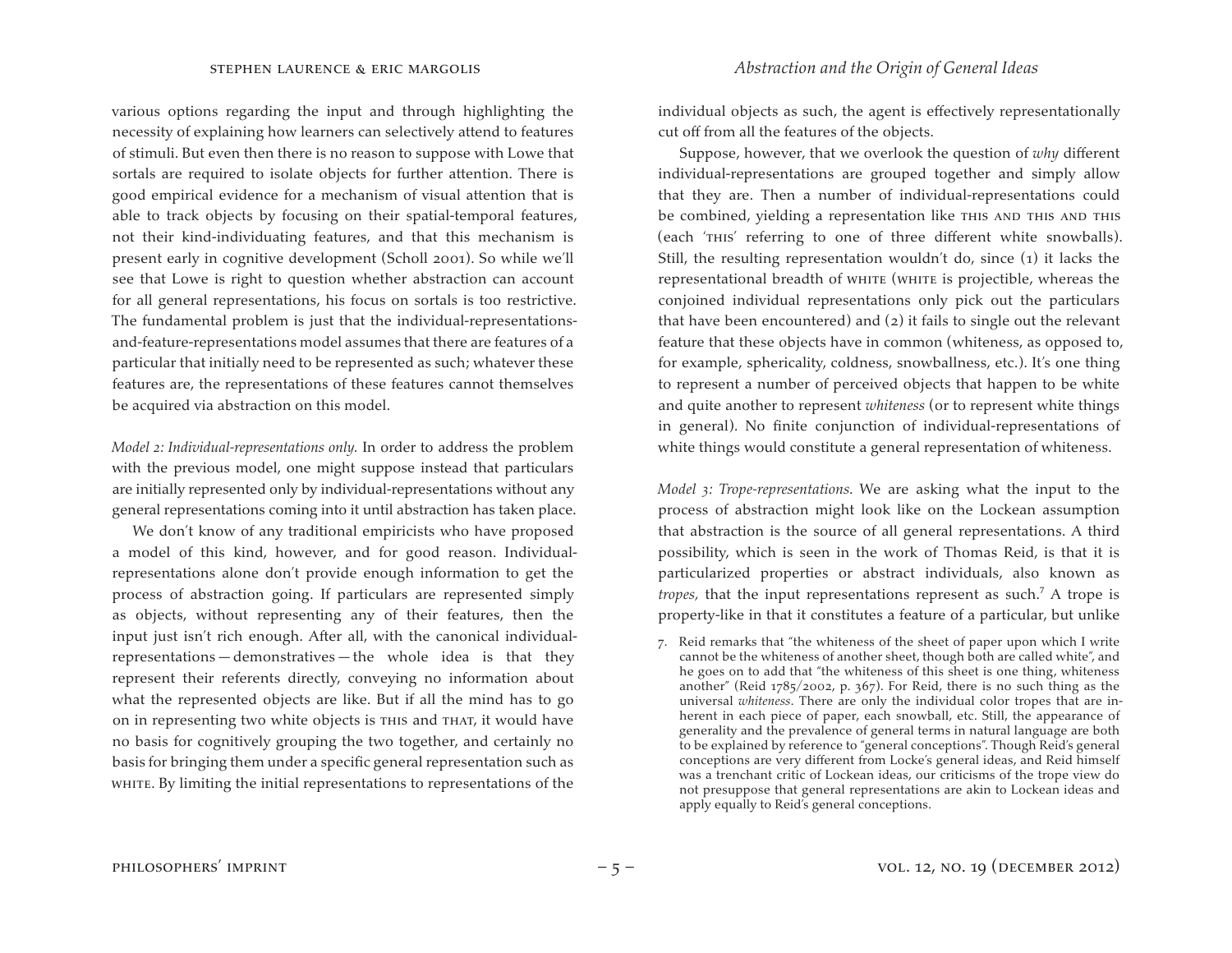various options regarding the input and through highlighting the necessity of explaining how learners can selectively attend to features of stimuli. But even then there is no reason to suppose with Lowe that sortals are required to isolate objects for further attention. There is good empirical evidence for a mechanism of visual attention that is able to track objects by focusing on their spatial-temporal features, not their kind-individuating features, and that this mechanism is present early in cognitive development (Scholl 2001). So while we'll see that Lowe is right to question whether abstraction can account for all general representations, his focus on sortals is too restrictive. The fundamental problem is just that the individual-representations-and-feature-representations model assumes that there are features of a particular that initially need to be represented as such; whatever these features are, the representations of these features cannot themselves be acquired via abstraction on this model.

*Model 2: Individual-representations only.* In order to address the problem with the previous model, one might suppose instead that particulars are initially represented only by individual-representations without any general representations coming into it until abstraction has taken place.

We don't know of any traditional empiricists who have proposed a model of this kind, however, and for good reason. Individual-representations alone don't provide enough information to get the process of abstraction going. If particulars are represented simply as objects, without representing any of their features, then the input just isn't rich enough. After all, with the canonical individual-representations — demonstratives — the whole idea is that they represent their referents directly, conveying no information about what the represented objects are like. But if all the mind has to go on in representing two white objects is THIS and THAT, it would have no basis for cognitively grouping the two together, and certainly no basis for bringing them under a specific general representation such as WHITE. By limiting the initial representations to representations of the individual objects as such, the agent is effectively representationally cut off from all the features of the objects.

Suppose, however, that we overlook the question of *why* different individual-representations are grouped together and simply allow that they are. Then a number of individual-representations could be combined, yielding a representation like THIS AND THIS AND THIS (each 'THIS' referring to one of three different white snowballs). Still, the resulting representation wouldn't do, since (1) it lacks the representational breadth of WHITE (WHITE is projectible, whereas the conjoined individual representations only pick out the particulars that have been encountered) and (2) it fails to single out the relevant feature that these objects have in common (whiteness, as opposed to, for example, sphericality, coldness, snowballness, etc.). It's one thing to represent a number of perceived objects that happen to be white and quite another to represent *whiteness* (or to represent white things in general). No finite conjunction of individual-representations of white things would constitute a general representation of whiteness.

*Model 3: Trope-representations.* We are asking what the input to the process of abstraction might look like on the Lockean assumption that abstraction is the source of all general representations. A third possibility, which is seen in the work of Thomas Reid, is that it is particularized properties or abstract individuals, also known as *tropes,* that the input representations represent as such.[7] A trope is property-like in that it constitutes a feature of a particular, but unlike

7. Reid remarks that "the whiteness of the sheet of paper upon which I write cannot be the whiteness of another sheet, though both are called white", and he goes on to add that "the whiteness of this sheet is one thing, whiteness another" (Reid 1785/2002, p. 367). For Reid, there is no such thing as the universal *whiteness*. There are only the individual color tropes that are inherent in each piece of paper, each snowball, etc. Still, the appearance of generality and the prevalence of general terms in natural language are both to be explained by reference to "general conceptions". Though Reid's general conceptions are very different from Locke's general ideas, and Reid himself was a trenchant critic of Lockean ideas, our criticisms of the trope view do not presuppose that general representations are akin to Lockean ideas and apply equally to Reid's general conceptions.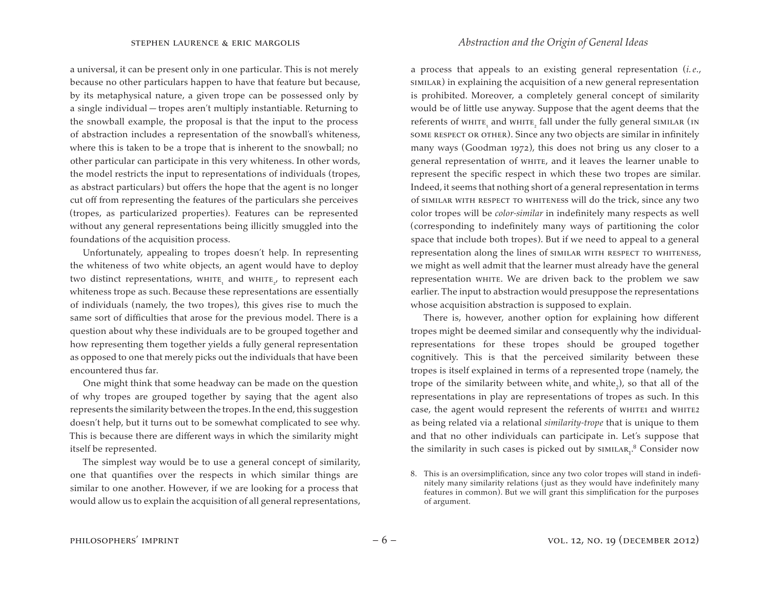a universal, it can be present only in one particular. This is not merely because no other particulars happen to have that feature but because, by its metaphysical nature, a given trope can be possessed only by a single individual — tropes aren't multiply instantiable. Returning to the snowball example, the proposal is that the input to the process of abstraction includes a representation of the snowball's whiteness, where this is taken to be a trope that is inherent to the snowball; no other particular can participate in this very whiteness. In other words, the model restricts the input to representations of individuals (tropes, as abstract particulars) but offers the hope that the agent is no longer cut off from representing the features of the particulars she perceives (tropes, as particularized properties). Features can be represented without any general representations being illicitly smuggled into the foundations of the acquisition process.

Unfortunately, appealing to tropes doesn't help. In representing the whiteness of two white objects, an agent would have to deploy two distinct representations, $\text{WHITE}_1$ and $\text{WHITE}_2$, to represent each whiteness trope as such. Because these representations are essentially of individuals (namely, the two tropes), this gives rise to much the same sort of difficulties that arose for the previous model. There is a question about why these individuals are to be grouped together and how representing them together yields a fully general representation as opposed to one that merely picks out the individuals that have been encountered thus far.

One might think that some headway can be made on the question of why tropes are grouped together by saying that the agent also represents the similarity between the tropes. In the end, this suggestion doesn't help, but it turns out to be somewhat complicated to see why. This is because there are different ways in which the similarity might itself be represented.

The simplest way would be to use a general concept of similarity, one that quantifies over the respects in which similar things are similar to one another. However, if we are looking for a process that would allow us to explain the acquisition of all general representations, a process that appeals to an existing general representation (*i.e.*, SIMILAR) in explaining the acquisition of a new general representation is prohibited. Moreover, a completely general concept of similarity would be of little use anyway. Suppose that the agent deems that the referents of $\text{WHITE}_1$ and $\text{WHITE}_2$ fall under the fully general SIMILAR (IN SOME RESPECT OR OTHER). Since any two objects are similar in infinitely many ways (Goodman 1972), this does not bring us any closer to a general representation of WHITE, and it leaves the learner unable to represent the specific respect in which these two tropes are similar. Indeed, it seems that nothing short of a general representation in terms of SIMILAR WITH RESPECT TO WHITENESS will do the trick, since any two color tropes will be *color-similar* in indefinitely many respects as well (corresponding to indefinitely many ways of partitioning the color space that include both tropes). But if we need to appeal to a general representation along the lines of SIMILAR WITH RESPECT TO WHITENESS, we might as well admit that the learner must already have the general representation WHITE. We are driven back to the problem we saw earlier. The input to abstraction would presuppose the representations whose acquisition abstraction is supposed to explain.

There is, however, another option for explaining how different tropes might be deemed similar and consequently why the individual-representations for these tropes should be grouped together cognitively. This is that the perceived similarity between these tropes is itself explained in terms of a represented trope (namely, the trope of the similarity between $\text{white}_1$ and $\text{white}_2$), so that all of the representations in play are representations of tropes as such. In this case, the agent would represent the referents of WHITE1 and WHITE2 as being related via a relational *similarity-trope* that is unique to them and that no other individuals can participate in. Let's suppose that the similarity in such cases is picked out by $\text{SIMILAR}_1$.[8] Consider now

8. This is an oversimplification, since any two color tropes will stand in indefinitely many similarity relations (just as they would have indefinitely many features in common). But we will grant this simplification for the purposes of argument.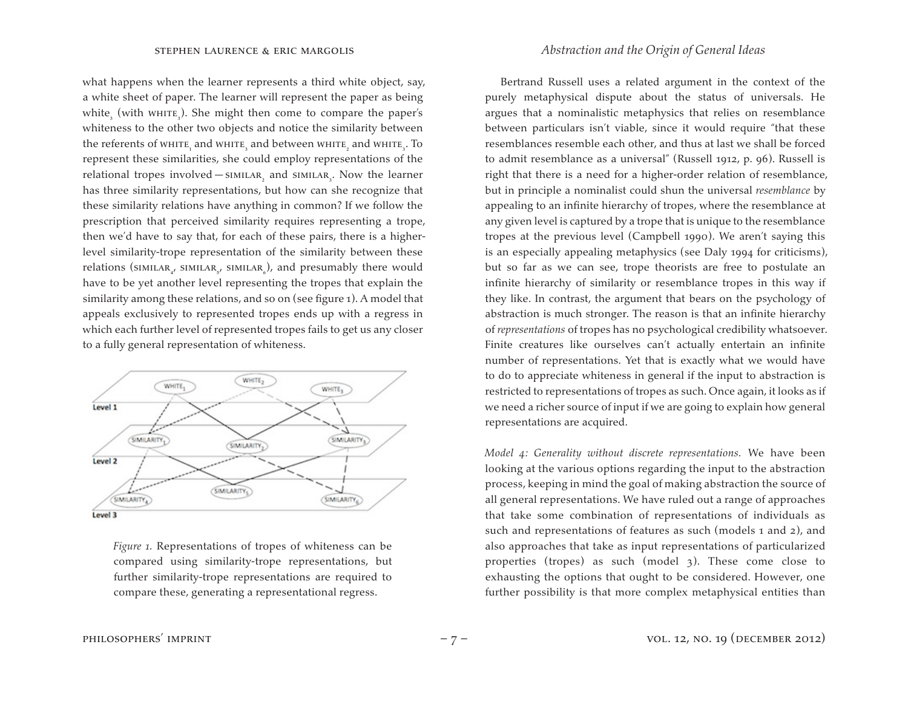what happens when the learner represents a third white object, say, a white sheet of paper. The learner will represent the paper as being white$_3$ (with WHITE$_3$). She might then come to compare the paper's whiteness to the other two objects and notice the similarity between the referents of WHITE$_1$ and WHITE$_3$ and between WHITE$_2$ and WHITE$_3$. To represent these similarities, she could employ representations of the relational tropes involved — SIMILAR$_2$ and SIMILAR$_3$. Now the learner has three similarity representations, but how can she recognize that these similarity relations have anything in common? If we follow the prescription that perceived similarity requires representing a trope, then we'd have to say that, for each of these pairs, there is a higher-level similarity-trope representation of the similarity between these relations (SIMILAR$_4$, SIMILAR$_5$, SIMILAR$_6$), and presumably there would have to be yet another level representing the tropes that explain the similarity among these relations, and so on (see figure 1). A model that appeals exclusively to represented tropes ends up with a regress in which each further level of represented tropes fails to get us any closer to a fully general representation of whiteness.

*Figure 1.* Representations of tropes of whiteness can be compared using similarity-trope representations, but further similarity-trope representations are required to compare these, generating a representational regress.

Bertrand Russell uses a related argument in the context of the purely metaphysical dispute about the status of universals. He argues that a nominalistic metaphysics that relies on resemblance between particulars isn't viable, since it would require "that these resemblances resemble each other, and thus at last we shall be forced to admit resemblance as a universal" (Russell 1912, p. 96). Russell is right that there is a need for a higher-order relation of resemblance, but in principle a nominalist could shun the universal *resemblance* by appealing to an infinite hierarchy of tropes, where the resemblance at any given level is captured by a trope that is unique to the resemblance tropes at the previous level (Campbell 1990). We aren't saying this is an especially appealing metaphysics (see Daly 1994 for criticisms), but so far as we can see, trope theorists are free to postulate an infinite hierarchy of similarity or resemblance tropes in this way if they like. In contrast, the argument that bears on the psychology of abstraction is much stronger. The reason is that an infinite hierarchy of *representations* of tropes has no psychological credibility whatsoever. Finite creatures like ourselves can't actually entertain an infinite number of representations. Yet that is exactly what we would have to do to appreciate whiteness in general if the input to abstraction is restricted to representations of tropes as such. Once again, it looks as if we need a richer source of input if we are going to explain how general representations are acquired.

*Model 4: Generality without discrete representations.* We have been looking at the various options regarding the input to the abstraction process, keeping in mind the goal of making abstraction the source of all general representations. We have ruled out a range of approaches that take some combination of representations of individuals as such and representations of features as such (models 1 and 2), and also approaches that take as input representations of particularized properties (tropes) as such (model 3). These come close to exhausting the options that ought to be considered. However, one further possibility is that more complex metaphysical entities than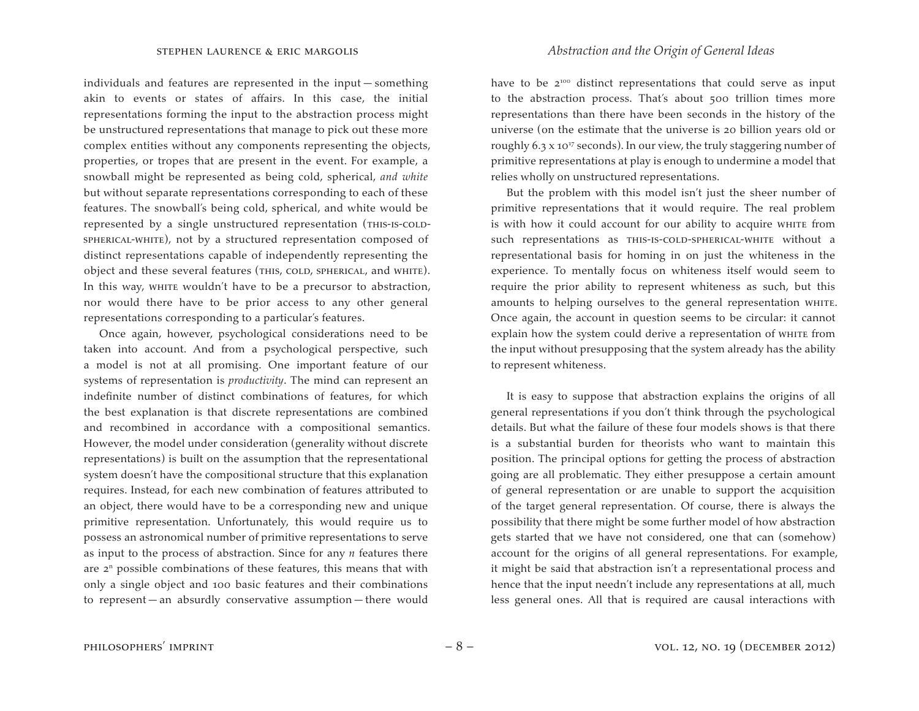individuals and features are represented in the input — something akin to events or states of affairs. In this case, the initial representations forming the input to the abstraction process might be unstructured representations that manage to pick out these more complex entities without any components representing the objects, properties, or tropes that are present in the event. For example, a snowball might be represented as being cold, spherical, *and white* but without separate representations corresponding to each of these features. The snowball's being cold, spherical, and white would be represented by a single unstructured representation (THIS-IS-COLD-SPHERICAL-WHITE), not by a structured representation composed of distinct representations capable of independently representing the object and these several features (THIS, COLD, SPHERICAL, and WHITE). In this way, WHITE wouldn't have to be a precursor to abstraction, nor would there have to be prior access to any other general representations corresponding to a particular's features.

Once again, however, psychological considerations need to be taken into account. And from a psychological perspective, such a model is not at all promising. One important feature of our systems of representation is *productivity*. The mind can represent an indefinite number of distinct combinations of features, for which the best explanation is that discrete representations are combined and recombined in accordance with a compositional semantics. However, the model under consideration (generality without discrete representations) is built on the assumption that the representational system doesn't have the compositional structure that this explanation requires. Instead, for each new combination of features attributed to an object, there would have to be a corresponding new and unique primitive representation. Unfortunately, this would require us to possess an astronomical number of primitive representations to serve as input to the process of abstraction. Since for any $n$ features there are $2^n$ possible combinations of these features, this means that with only a single object and 100 basic features and their combinations to represent — an absurdly conservative assumption — there would have to be $2^{100}$ distinct representations that could serve as input to the abstraction process. That's about 500 trillion times more representations than there have been seconds in the history of the universe (on the estimate that the universe is 20 billion years old or roughly $6.3 \times 10^{17}$ seconds). In our view, the truly staggering number of primitive representations at play is enough to undermine a model that relies wholly on unstructured representations.

But the problem with this model isn't just the sheer number of primitive representations that it would require. The real problem is with how it could account for our ability to acquire WHITE from such representations as THIS-IS-COLD-SPHERICAL-WHITE without a representational basis for homing in on just the whiteness in the experience. To mentally focus on whiteness itself would seem to require the prior ability to represent whiteness as such, but this amounts to helping ourselves to the general representation WHITE. Once again, the account in question seems to be circular: it cannot explain how the system could derive a representation of WHITE from the input without presupposing that the system already has the ability to represent whiteness.

It is easy to suppose that abstraction explains the origins of all general representations if you don't think through the psychological details. But what the failure of these four models shows is that there is a substantial burden for theorists who want to maintain this position. The principal options for getting the process of abstraction going are all problematic. They either presuppose a certain amount of general representation or are unable to support the acquisition of the target general representation. Of course, there is always the possibility that there might be some further model of how abstraction gets started that we have not considered, one that can (somehow) account for the origins of all general representations. For example, it might be said that abstraction isn't a representational process and hence that the input needn't include any representations at all, much less general ones. All that is required are causal interactions with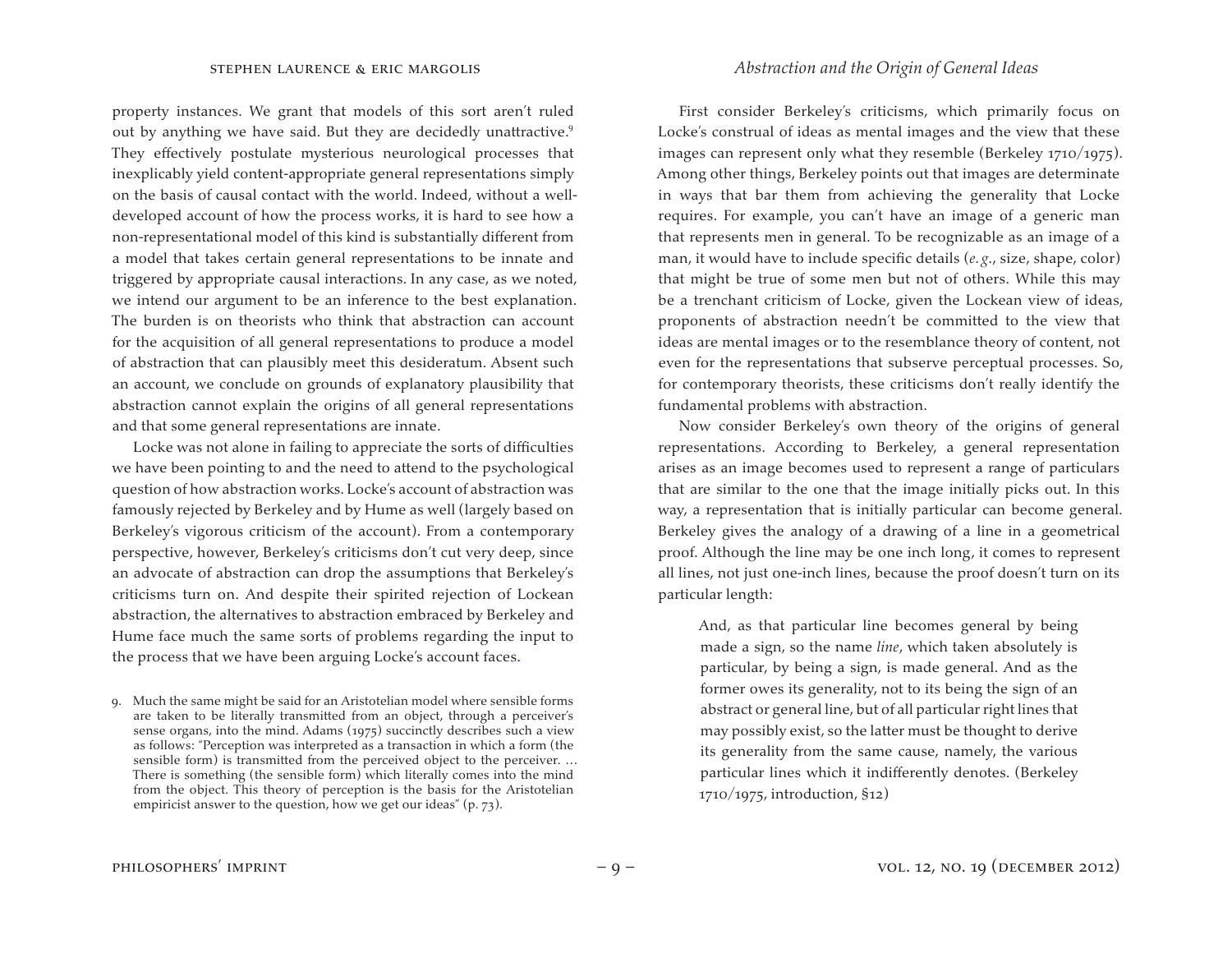property instances. We grant that models of this sort aren't ruled out by anything we have said. But they are decidedly unattractive.[9] They effectively postulate mysterious neurological processes that inexplicably yield content-appropriate general representations simply on the basis of causal contact with the world. Indeed, without a well-developed account of how the process works, it is hard to see how a non-representational model of this kind is substantially different from a model that takes certain general representations to be innate and triggered by appropriate causal interactions. In any case, as we noted, we intend our argument to be an inference to the best explanation. The burden is on theorists who think that abstraction can account for the acquisition of all general representations to produce a model of abstraction that can plausibly meet this desideratum. Absent such an account, we conclude on grounds of explanatory plausibility that abstraction cannot explain the origins of all general representations and that some general representations are innate.

Locke was not alone in failing to appreciate the sorts of difficulties we have been pointing to and the need to attend to the psychological question of how abstraction works. Locke's account of abstraction was famously rejected by Berkeley and by Hume as well (largely based on Berkeley's vigorous criticism of the account). From a contemporary perspective, however, Berkeley's criticisms don't cut very deep, since an advocate of abstraction can drop the assumptions that Berkeley's criticisms turn on. And despite their spirited rejection of Lockean abstraction, the alternatives to abstraction embraced by Berkeley and Hume face much the same sorts of problems regarding the input to the process that we have been arguing Locke's account faces.

First consider Berkeley's criticisms, which primarily focus on Locke's construal of ideas as mental images and the view that these images can represent only what they resemble (Berkeley 1710/1975). Among other things, Berkeley points out that images are determinate in ways that bar them from achieving the generality that Locke requires. For example, you can't have an image of a generic man that represents men in general. To be recognizable as an image of a man, it would have to include specific details (*e.g.*, size, shape, color) that might be true of some men but not of others. While this may be a trenchant criticism of Locke, given the Lockean view of ideas, proponents of abstraction needn't be committed to the view that ideas are mental images or to the resemblance theory of content, not even for the representations that subserve perceptual processes. So, for contemporary theorists, these criticisms don't really identify the fundamental problems with abstraction.

Now consider Berkeley's own theory of the origins of general representations. According to Berkeley, a general representation arises as an image becomes used to represent a range of particulars that are similar to the one that the image initially picks out. In this way, a representation that is initially particular can become general. Berkeley gives the analogy of a drawing of a line in a geometrical proof. Although the line may be one inch long, it comes to represent all lines, not just one-inch lines, because the proof doesn't turn on its particular length:

> And, as that particular line becomes general by being made a sign, so the name *line*, which taken absolutely is particular, by being a sign, is made general. And as the former owes its generality, not to its being the sign of an abstract or general line, but of all particular right lines that may possibly exist, so the latter must be thought to derive its generality from the same cause, namely, the various particular lines which it indifferently denotes. (Berkeley 1710/1975, introduction, §12)

9. Much the same might be said for an Aristotelian model where sensible forms are taken to be literally transmitted from an object, through a perceiver's sense organs, into the mind. Adams (1975) succinctly describes such a view as follows: "Perception was interpreted as a transaction in which a form (the sensible form) is transmitted from the perceived object to the perceiver. … There is something (the sensible form) which literally comes into the mind from the object. This theory of perception is the basis for the Aristotelian empiricist answer to the question, how we get our ideas" (p. 73).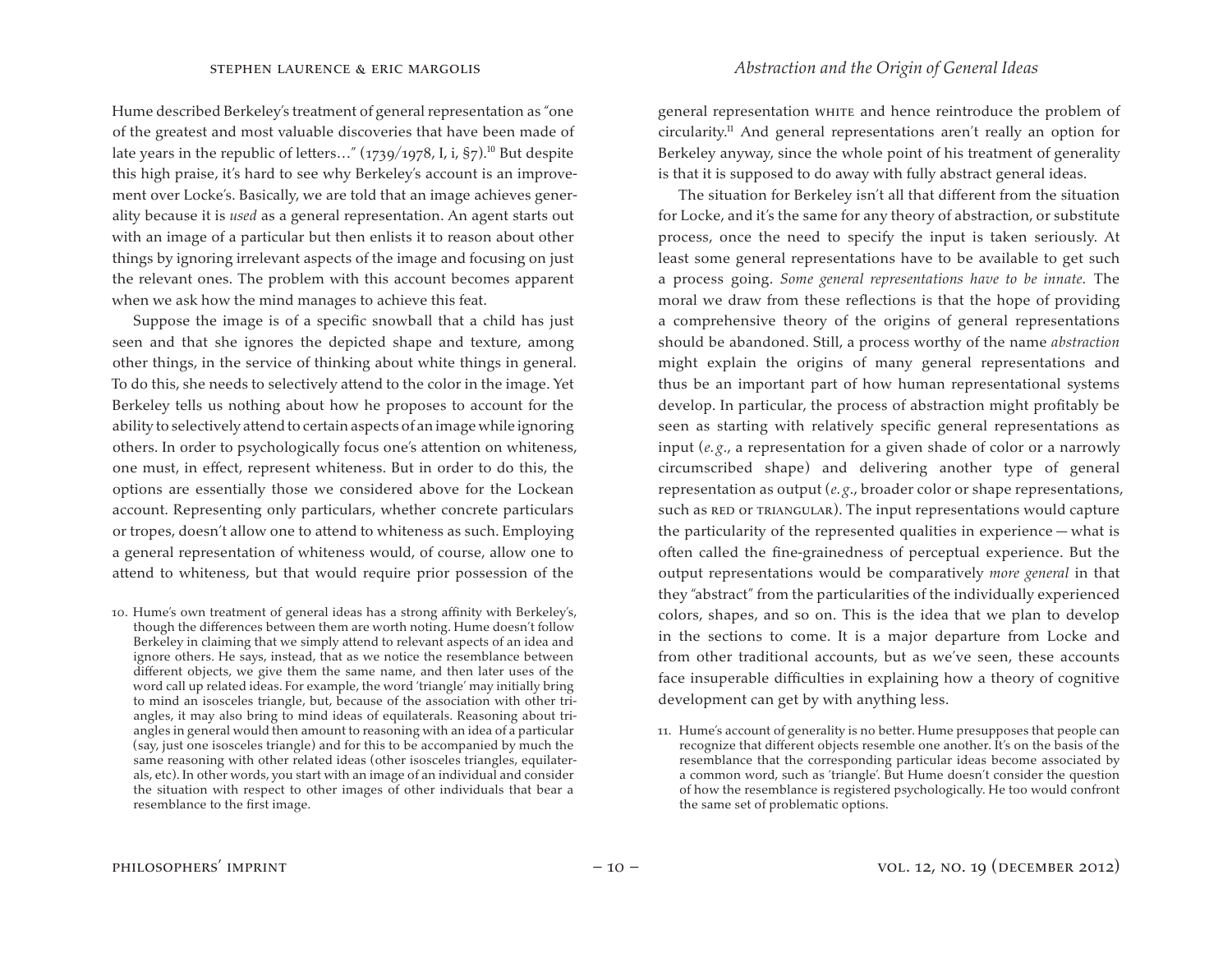Hume described Berkeley's treatment of general representation as "one of the greatest and most valuable discoveries that have been made of late years in the republic of letters…" (1739/1978, I, i, §7).[10] But despite this high praise, it's hard to see why Berkeley's account is an improvement over Locke's. Basically, we are told that an image achieves generality because it is *used* as a general representation. An agent starts out with an image of a particular but then enlists it to reason about other things by ignoring irrelevant aspects of the image and focusing on just the relevant ones. The problem with this account becomes apparent when we ask how the mind manages to achieve this feat.

Suppose the image is of a specific snowball that a child has just seen and that she ignores the depicted shape and texture, among other things, in the service of thinking about white things in general. To do this, she needs to selectively attend to the color in the image. Yet Berkeley tells us nothing about how he proposes to account for the ability to selectively attend to certain aspects of an image while ignoring others. In order to psychologically focus one's attention on whiteness, one must, in effect, represent whiteness. But in order to do this, the options are essentially those we considered above for the Lockean account. Representing only particulars, whether concrete particulars or tropes, doesn't allow one to attend to whiteness as such. Employing a general representation of whiteness would, of course, allow one to attend to whiteness, but that would require prior possession of the general representation WHITE and hence reintroduce the problem of circularity.[11] And general representations aren't really an option for Berkeley anyway, since the whole point of his treatment of generality is that it is supposed to do away with fully abstract general ideas.

The situation for Berkeley isn't all that different from the situation for Locke, and it's the same for any theory of abstraction, or substitute process, once the need to specify the input is taken seriously. At least some general representations have to be available to get such a process going. *Some general representations have to be innate.* The moral we draw from these reflections is that the hope of providing a comprehensive theory of the origins of general representations should be abandoned. Still, a process worthy of the name *abstraction* might explain the origins of many general representations and thus be an important part of how human representational systems develop. In particular, the process of abstraction might profitably be seen as starting with relatively specific general representations as input (*e.g.*, a representation for a given shade of color or a narrowly circumscribed shape) and delivering another type of general representation as output (*e.g.*, broader color or shape representations, such as RED or TRIANGULAR). The input representations would capture the particularity of the represented qualities in experience — what is often called the fine-grainedness of perceptual experience. But the output representations would be comparatively *more general* in that they "abstract" from the particularities of the individually experienced colors, shapes, and so on. This is the idea that we plan to develop in the sections to come. It is a major departure from Locke and from other traditional accounts, but as we've seen, these accounts face insuperable difficulties in explaining how a theory of cognitive development can get by with anything less.

10. Hume's own treatment of general ideas has a strong affinity with Berkeley's, though the differences between them are worth noting. Hume doesn't follow Berkeley in claiming that we simply attend to relevant aspects of an idea and ignore others. He says, instead, that as we notice the resemblance between different objects, we give them the same name, and then later uses of the word call up related ideas. For example, the word 'triangle' may initially bring to mind an isosceles triangle, but, because of the association with other triangles, it may also bring to mind ideas of equilaterals. Reasoning about triangles in general would then amount to reasoning with an idea of a particular (say, just one isosceles triangle) and for this to be accompanied by much the same reasoning with other related ideas (other isosceles triangles, equilaterals, etc). In other words, you start with an image of an individual and consider the situation with respect to other images of other individuals that bear a resemblance to the first image.

11. Hume's account of generality is no better. Hume presupposes that people can recognize that different objects resemble one another. It's on the basis of the resemblance that the corresponding particular ideas become associated by a common word, such as 'triangle'. But Hume doesn't consider the question of how the resemblance is registered psychologically. He too would confront the same set of problematic options.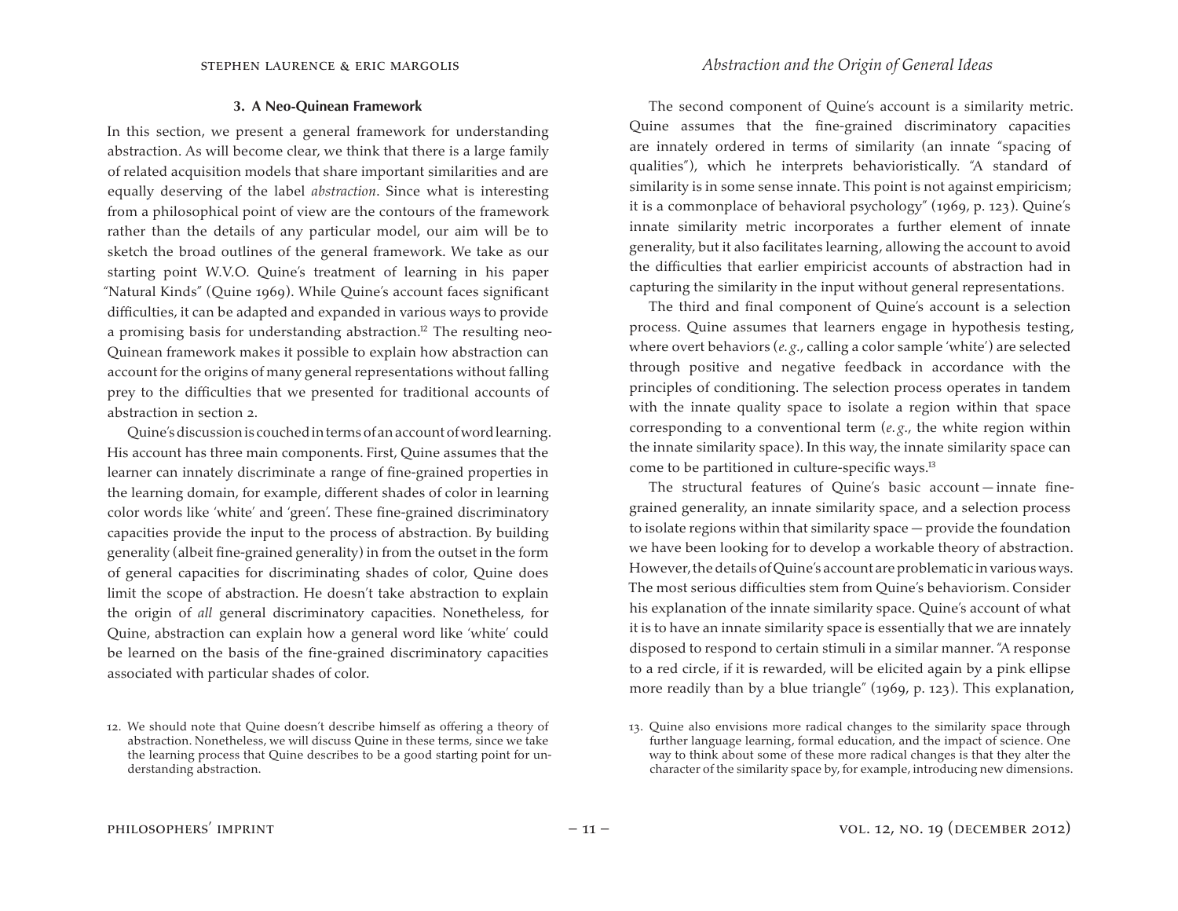### 3. A Neo-Quinean Framework

In this section, we present a general framework for understanding abstraction. As will become clear, we think that there is a large family of related acquisition models that share important similarities and are equally deserving of the label *abstraction*. Since what is interesting from a philosophical point of view are the contours of the framework rather than the details of any particular model, our aim will be to sketch the broad outlines of the general framework. We take as our starting point W.V.O. Quine's treatment of learning in his paper "Natural Kinds" (Quine 1969). While Quine's account faces significant difficulties, it can be adapted and expanded in various ways to provide a promising basis for understanding abstraction.[12] The resulting neo-Quinean framework makes it possible to explain how abstraction can account for the origins of many general representations without falling prey to the difficulties that we presented for traditional accounts of abstraction in section 2.

Quine's discussion is couched in terms of an account of word learning. His account has three main components. First, Quine assumes that the learner can innately discriminate a range of fine-grained properties in the learning domain, for example, different shades of color in learning color words like 'white' and 'green'. These fine-grained discriminatory capacities provide the input to the process of abstraction. By building generality (albeit fine-grained generality) in from the outset in the form of general capacities for discriminating shades of color, Quine does limit the scope of abstraction. He doesn't take abstraction to explain the origin of *all* general discriminatory capacities. Nonetheless, for Quine, abstraction can explain how a general word like 'white' could be learned on the basis of the fine-grained discriminatory capacities associated with particular shades of color.

The second component of Quine's account is a similarity metric. Quine assumes that the fine-grained discriminatory capacities are innately ordered in terms of similarity (an innate "spacing of qualities"), which he interprets behavioristically. "A standard of similarity is in some sense innate. This point is not against empiricism; it is a commonplace of behavioral psychology" (1969, p. 123). Quine's innate similarity metric incorporates a further element of innate generality, but it also facilitates learning, allowing the account to avoid the difficulties that earlier empiricist accounts of abstraction had in capturing the similarity in the input without general representations.

The third and final component of Quine's account is a selection process. Quine assumes that learners engage in hypothesis testing, where overt behaviors (*e.g.*, calling a color sample 'white') are selected through positive and negative feedback in accordance with the principles of conditioning. The selection process operates in tandem with the innate quality space to isolate a region within that space corresponding to a conventional term (*e.g.*, the white region within the innate similarity space). In this way, the innate similarity space can come to be partitioned in culture-specific ways.[13]

The structural features of Quine's basic account — innate fine-grained generality, an innate similarity space, and a selection process to isolate regions within that similarity space — provide the foundation we have been looking for to develop a workable theory of abstraction. However, the details of Quine's account are problematic in various ways. The most serious difficulties stem from Quine's behaviorism. Consider his explanation of the innate similarity space. Quine's account of what it is to have an innate similarity space is essentially that we are innately disposed to respond to certain stimuli in a similar manner. "A response to a red circle, if it is rewarded, will be elicited again by a pink ellipse more readily than by a blue triangle" (1969, p. 123). This explanation,

12. We should note that Quine doesn't describe himself as offering a theory of abstraction. Nonetheless, we will discuss Quine in these terms, since we take the learning process that Quine describes to be a good starting point for understanding abstraction.

13. Quine also envisions more radical changes to the similarity space through further language learning, formal education, and the impact of science. One way to think about some of these more radical changes is that they alter the character of the similarity space by, for example, introducing new dimensions.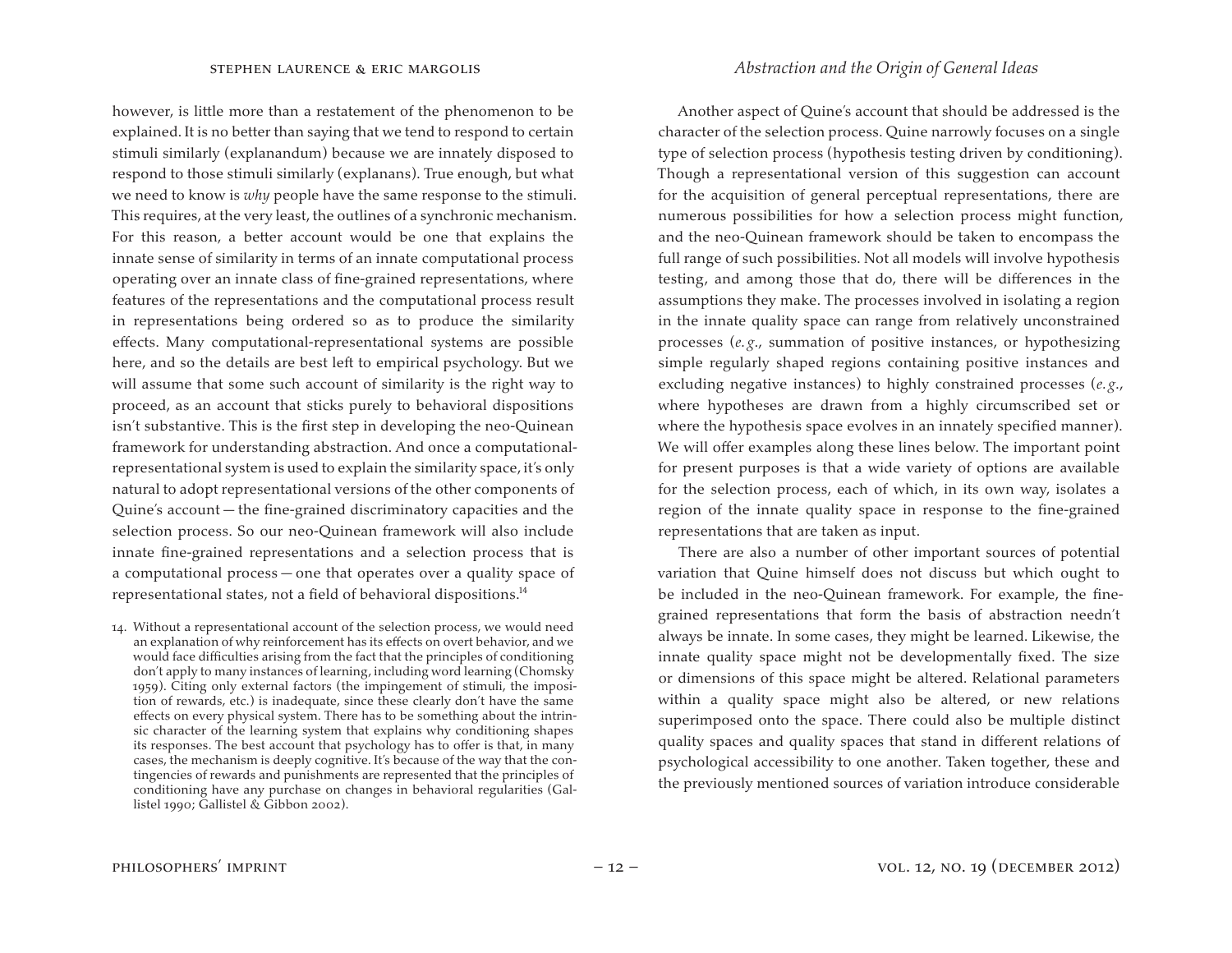however, is little more than a restatement of the phenomenon to be explained. It is no better than saying that we tend to respond to certain stimuli similarly (explanandum) because we are innately disposed to respond to those stimuli similarly (explanans). True enough, but what we need to know is *why* people have the same response to the stimuli. This requires, at the very least, the outlines of a synchronic mechanism. For this reason, a better account would be one that explains the innate sense of similarity in terms of an innate computational process operating over an innate class of fine-grained representations, where features of the representations and the computational process result in representations being ordered so as to produce the similarity effects. Many computational-representational systems are possible here, and so the details are best left to empirical psychology. But we will assume that some such account of similarity is the right way to proceed, as an account that sticks purely to behavioral dispositions isn't substantive. This is the first step in developing the neo-Quinean framework for understanding abstraction. And once a computational-representational system is used to explain the similarity space, it's only natural to adopt representational versions of the other components of Quine's account — the fine-grained discriminatory capacities and the selection process. So our neo-Quinean framework will also include innate fine-grained representations and a selection process that is a computational process — one that operates over a quality space of representational states, not a field of behavioral dispositions.[14]

Another aspect of Quine's account that should be addressed is the character of the selection process. Quine narrowly focuses on a single type of selection process (hypothesis testing driven by conditioning). Though a representational version of this suggestion can account for the acquisition of general perceptual representations, there are numerous possibilities for how a selection process might function, and the neo-Quinean framework should be taken to encompass the full range of such possibilities. Not all models will involve hypothesis testing, and among those that do, there will be differences in the assumptions they make. The processes involved in isolating a region in the innate quality space can range from relatively unconstrained processes (*e.g.*, summation of positive instances, or hypothesizing simple regularly shaped regions containing positive instances and excluding negative instances) to highly constrained processes (*e.g.*, where hypotheses are drawn from a highly circumscribed set or where the hypothesis space evolves in an innately specified manner). We will offer examples along these lines below. The important point for present purposes is that a wide variety of options are available for the selection process, each of which, in its own way, isolates a region of the innate quality space in response to the fine-grained representations that are taken as input.

There are also a number of other important sources of potential variation that Quine himself does not discuss but which ought to be included in the neo-Quinean framework. For example, the fine-grained representations that form the basis of abstraction needn't always be innate. In some cases, they might be learned. Likewise, the innate quality space might not be developmentally fixed. The size or dimensions of this space might be altered. Relational parameters within a quality space might also be altered, or new relations superimposed onto the space. There could also be multiple distinct quality spaces and quality spaces that stand in different relations of psychological accessibility to one another. Taken together, these and the previously mentioned sources of variation introduce considerable

14. Without a representational account of the selection process, we would need an explanation of why reinforcement has its effects on overt behavior, and we would face difficulties arising from the fact that the principles of conditioning don't apply to many instances of learning, including word learning (Chomsky 1959). Citing only external factors (the impingement of stimuli, the imposition of rewards, etc.) is inadequate, since these clearly don't have the same effects on every physical system. There has to be something about the intrinsic character of the learning system that explains why conditioning shapes its responses. The best account that psychology has to offer is that, in many cases, the mechanism is deeply cognitive. It's because of the way that the contingencies of rewards and punishments are represented that the principles of conditioning have any purchase on changes in behavioral regularities (Gallistel 1990; Gallistel & Gibbon 2002).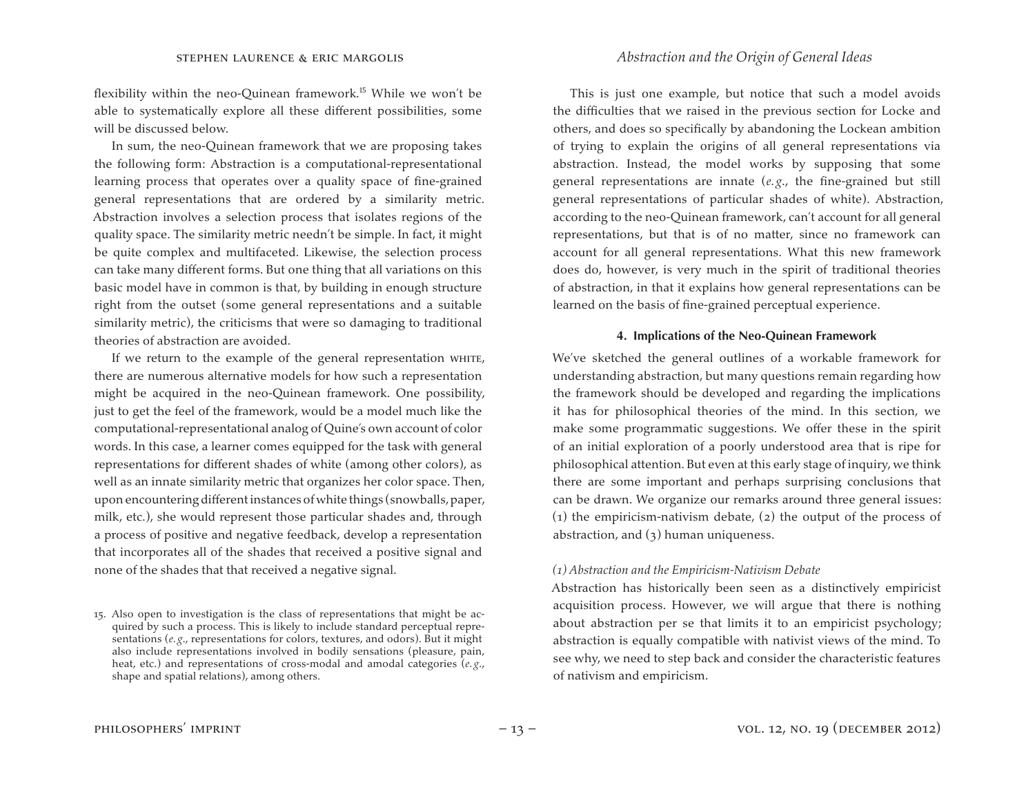flexibility within the neo-Quinean framework.[15] While we won't be able to systematically explore all these different possibilities, some will be discussed below.

In sum, the neo-Quinean framework that we are proposing takes the following form: Abstraction is a computational-representational learning process that operates over a quality space of fine-grained general representations that are ordered by a similarity metric. Abstraction involves a selection process that isolates regions of the quality space. The similarity metric needn't be simple. In fact, it might be quite complex and multifaceted. Likewise, the selection process can take many different forms. But one thing that all variations on this basic model have in common is that, by building in enough structure right from the outset (some general representations and a suitable similarity metric), the criticisms that were so damaging to traditional theories of abstraction are avoided.

If we return to the example of the general representation WHITE, there are numerous alternative models for how such a representation might be acquired in the neo-Quinean framework. One possibility, just to get the feel of the framework, would be a model much like the computational-representational analog of Quine's own account of color words. In this case, a learner comes equipped for the task with general representations for different shades of white (among other colors), as well as an innate similarity metric that organizes her color space. Then, upon encountering different instances of white things (snowballs, paper, milk, etc.), she would represent those particular shades and, through a process of positive and negative feedback, develop a representation that incorporates all of the shades that received a positive signal and none of the shades that that received a negative signal.

This is just one example, but notice that such a model avoids the difficulties that we raised in the previous section for Locke and others, and does so specifically by abandoning the Lockean ambition of trying to explain the origins of all general representations via abstraction. Instead, the model works by supposing that some general representations are innate (*e.g.*, the fine-grained but still general representations of particular shades of white). Abstraction, according to the neo-Quinean framework, can't account for all general representations, but that is of no matter, since no framework can account for all general representations. What this new framework does do, however, is very much in the spirit of traditional theories of abstraction, in that it explains how general representations can be learned on the basis of fine-grained perceptual experience.

## 4. Implications of the Neo-Quinean Framework

We've sketched the general outlines of a workable framework for understanding abstraction, but many questions remain regarding how the framework should be developed and regarding the implications it has for philosophical theories of the mind. In this section, we make some programmatic suggestions. We offer these in the spirit of an initial exploration of a poorly understood area that is ripe for philosophical attention. But even at this early stage of inquiry, we think there are some important and perhaps surprising conclusions that can be drawn. We organize our remarks around three general issues: (1) the empiricism-nativism debate, (2) the output of the process of abstraction, and (3) human uniqueness.

### *(1) Abstraction and the Empiricism-Nativism Debate*

Abstraction has historically been seen as a distinctively empiricist acquisition process. However, we will argue that there is nothing about abstraction per se that limits it to an empiricist psychology; abstraction is equally compatible with nativist views of the mind. To see why, we need to step back and consider the characteristic features of nativism and empiricism.

---

15. Also open to investigation is the class of representations that might be acquired by such a process. This is likely to include standard perceptual representations (*e.g.*, representations for colors, textures, and odors). But it might also include representations involved in bodily sensations (pleasure, pain, heat, etc.) and representations of cross-modal and amodal categories (*e.g.*, shape and spatial relations), among others.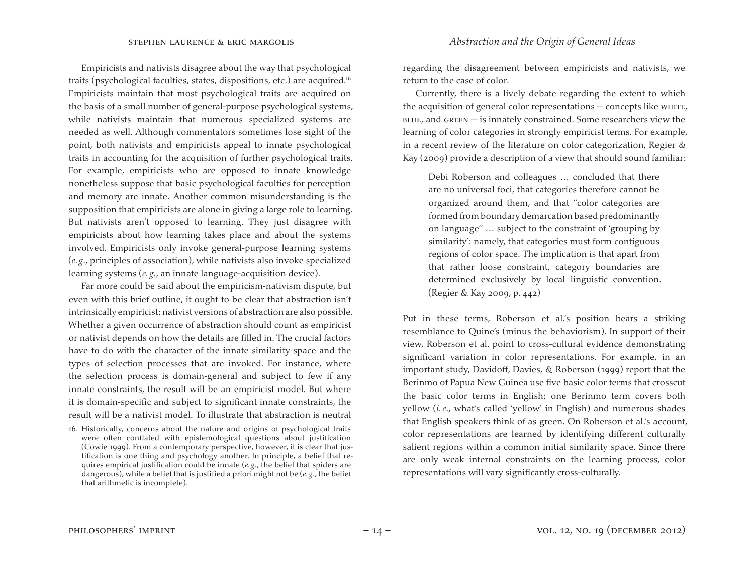Empiricists and nativists disagree about the way that psychological traits (psychological faculties, states, dispositions, etc.) are acquired.[16] Empiricists maintain that most psychological traits are acquired on the basis of a small number of general-purpose psychological systems, while nativists maintain that numerous specialized systems are needed as well. Although commentators sometimes lose sight of the point, both nativists and empiricists appeal to innate psychological traits in accounting for the acquisition of further psychological traits. For example, empiricists who are opposed to innate knowledge nonetheless suppose that basic psychological faculties for perception and memory are innate. Another common misunderstanding is the supposition that empiricists are alone in giving a large role to learning. But nativists aren't opposed to learning. They just disagree with empiricists about how learning takes place and about the systems involved. Empiricists only invoke general-purpose learning systems (*e.g.*, principles of association), while nativists also invoke specialized learning systems (*e.g.*, an innate language-acquisition device).

Far more could be said about the empiricism-nativism dispute, but even with this brief outline, it ought to be clear that abstraction isn't intrinsically empiricist; nativist versions of abstraction are also possible. Whether a given occurrence of abstraction should count as empiricist or nativist depends on how the details are filled in. The crucial factors have to do with the character of the innate similarity space and the types of selection processes that are invoked. For instance, where the selection process is domain-general and subject to few if any innate constraints, the result will be an empiricist model. But where it is domain-specific and subject to significant innate constraints, the result will be a nativist model. To illustrate that abstraction is neutral regarding the disagreement between empiricists and nativists, we return to the case of color.

Currently, there is a lively debate regarding the extent to which the acquisition of general color representations — concepts like WHITE, BLUE, and GREEN — is innately constrained. Some researchers view the learning of color categories in strongly empiricist terms. For example, in a recent review of the literature on color categorization, Regier & Kay (2009) provide a description of a view that should sound familiar:

> Debi Roberson and colleagues … concluded that there are no universal foci, that categories therefore cannot be organized around them, and that "color categories are formed from boundary demarcation based predominantly on language" … subject to the constraint of 'grouping by similarity': namely, that categories must form contiguous regions of color space. The implication is that apart from that rather loose constraint, category boundaries are determined exclusively by local linguistic convention. (Regier & Kay 2009, p. 442)

Put in these terms, Roberson et al.'s position bears a striking resemblance to Quine's (minus the behaviorism). In support of their view, Roberson et al. point to cross-cultural evidence demonstrating significant variation in color representations. For example, in an important study, Davidoff, Davies, & Roberson (1999) report that the Berinmo of Papua New Guinea use five basic color terms that crosscut the basic color terms in English; one Berinmo term covers both yellow (*i.e.*, what's called 'yellow' in English) and numerous shades that English speakers think of as green. On Roberson et al.'s account, color representations are learned by identifying different culturally salient regions within a common initial similarity space. Since there are only weak internal constraints on the learning process, color representations will vary significantly cross-culturally.

16. Historically, concerns about the nature and origins of psychological traits were often conflated with epistemological questions about justification (Cowie 1999). From a contemporary perspective, however, it is clear that justification is one thing and psychology another. In principle, a belief that requires empirical justification could be innate (*e.g.*, the belief that spiders are dangerous), while a belief that is justified a priori might not be (*e.g.*, the belief that arithmetic is incomplete).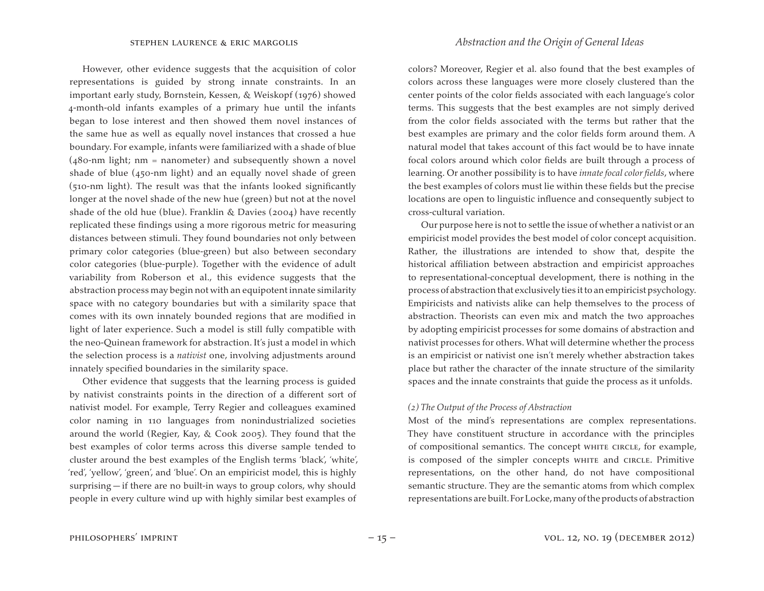However, other evidence suggests that the acquisition of color representations is guided by strong innate constraints. In an important early study, Bornstein, Kessen, & Weiskopf (1976) showed 4-month-old infants examples of a primary hue until the infants began to lose interest and then showed them novel instances of the same hue as well as equally novel instances that crossed a hue boundary. For example, infants were familiarized with a shade of blue (480-nm light; nm = nanometer) and subsequently shown a novel shade of blue (450-nm light) and an equally novel shade of green (510-nm light). The result was that the infants looked significantly longer at the novel shade of the new hue (green) but not at the novel shade of the old hue (blue). Franklin & Davies (2004) have recently replicated these findings using a more rigorous metric for measuring distances between stimuli. They found boundaries not only between primary color categories (blue-green) but also between secondary color categories (blue-purple). Together with the evidence of adult variability from Roberson et al., this evidence suggests that the abstraction process may begin not with an equipotent innate similarity space with no category boundaries but with a similarity space that comes with its own innately bounded regions that are modified in light of later experience. Such a model is still fully compatible with the neo-Quinean framework for abstraction. It's just a model in which the selection process is a *nativist* one, involving adjustments around innately specified boundaries in the similarity space.

Other evidence that suggests that the learning process is guided by nativist constraints points in the direction of a different sort of nativist model. For example, Terry Regier and colleagues examined color naming in 110 languages from nonindustrialized societies around the world (Regier, Kay, & Cook 2005). They found that the best examples of color terms across this diverse sample tended to cluster around the best examples of the English terms 'black', 'white', 'red', 'yellow', 'green', and 'blue'. On an empiricist model, this is highly surprising — if there are no built-in ways to group colors, why should people in every culture wind up with highly similar best examples of colors? Moreover, Regier et al. also found that the best examples of colors across these languages were more closely clustered than the center points of the color fields associated with each language's color terms. This suggests that the best examples are not simply derived from the color fields associated with the terms but rather that the best examples are primary and the color fields form around them. A natural model that takes account of this fact would be to have innate focal colors around which color fields are built through a process of learning. Or another possibility is to have *innate focal color fields*, where the best examples of colors must lie within these fields but the precise locations are open to linguistic influence and consequently subject to cross-cultural variation.

Our purpose here is not to settle the issue of whether a nativist or an empiricist model provides the best model of color concept acquisition. Rather, the illustrations are intended to show that, despite the historical affiliation between abstraction and empiricist approaches to representational-conceptual development, there is nothing in the process of abstraction that exclusively ties it to an empiricist psychology. Empiricists and nativists alike can help themselves to the process of abstraction. Theorists can even mix and match the two approaches by adopting empiricist processes for some domains of abstraction and nativist processes for others. What will determine whether the process is an empiricist or nativist one isn't merely whether abstraction takes place but rather the character of the innate structure of the similarity spaces and the innate constraints that guide the process as it unfolds.

*(2) The Output of the Process of Abstraction*

Most of the mind's representations are complex representations. They have constituent structure in accordance with the principles of compositional semantics. The concept WHITE CIRCLE, for example, is composed of the simpler concepts WHITE and CIRCLE. Primitive representations, on the other hand, do not have compositional semantic structure. They are the semantic atoms from which complex representations are built. For Locke, many of the products of abstraction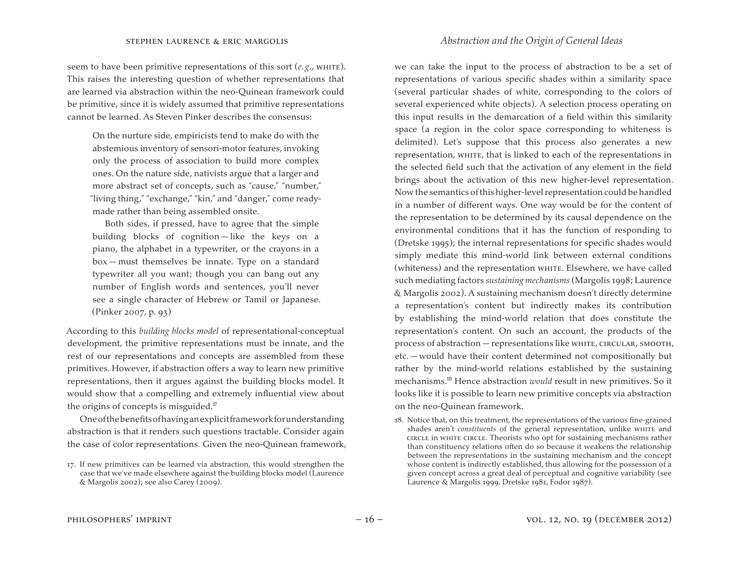seem to have been primitive representations of this sort (*e.g.*, WHITE). This raises the interesting question of whether representations that are learned via abstraction within the neo-Quinean framework could be primitive, since it is widely assumed that primitive representations cannot be learned. As Steven Pinker describes the consensus:

> On the nurture side, empiricists tend to make do with the abstemious inventory of sensori-motor features, invoking only the process of association to build more complex ones. On the nature side, nativists argue that a larger and more abstract set of concepts, such as "cause," "number," "living thing," "exchange," "kin," and "danger," come ready-made rather than being assembled onsite.
>
> Both sides, if pressed, have to agree that the simple building blocks of cognition — like the keys on a piano, the alphabet in a typewriter, or the crayons in a box — must themselves be innate. Type on a standard typewriter all you want; though you can bang out any number of English words and sentences, you'll never see a single character of Hebrew or Tamil or Japanese. (Pinker 2007, p. 93)

According to this *building blocks model* of representational-conceptual development, the primitive representations must be innate, and the rest of our representations and concepts are assembled from these primitives. However, if abstraction offers a way to learn new primitive representations, then it argues against the building blocks model. It would show that a compelling and extremely influential view about the origins of concepts is misguided.[17]

One of the benefits of having an explicit framework for understanding abstraction is that it renders such questions tractable. Consider again the case of color representations. Given the neo-Quinean framework, we can take the input to the process of abstraction to be a set of representations of various specific shades within a similarity space (several particular shades of white, corresponding to the colors of several experienced white objects). A selection process operating on this input results in the demarcation of a field within this similarity space (a region in the color space corresponding to whiteness is delimited). Let's suppose that this process also generates a new representation, WHITE, that is linked to each of the representations in the selected field such that the activation of any element in the field brings about the activation of this new higher-level representation. Now the semantics of this higher-level representation could be handled in a number of different ways. One way would be for the content of the representation to be determined by its causal dependence on the environmental conditions that it has the function of responding to (Dretske 1995); the internal representations for specific shades would simply mediate this mind-world link between external conditions (whiteness) and the representation WHITE. Elsewhere, we have called such mediating factors *sustaining mechanisms* (Margolis 1998; Laurence & Margolis 2002). A sustaining mechanism doesn't directly determine a representation's content but indirectly makes its contribution by establishing the mind-world relation that does constitute the representation's content. On such an account, the products of the process of abstraction — representations like WHITE, CIRCULAR, SMOOTH, etc. — would have their content determined not compositionally but rather by the mind-world relations established by the sustaining mechanisms.[18] Hence abstraction *would* result in new primitives. So it looks like it is possible to learn new primitive concepts via abstraction on the neo-Quinean framework.

17. If new primitives can be learned via abstraction, this would strengthen the case that we've made elsewhere against the building blocks model (Laurence & Margolis 2002); see also Carey (2009).

18. Notice that, on this treatment, the representations of the various fine-grained shades aren't *constituents* of the general representation, unlike WHITE and CIRCLE in WHITE CIRCLE. Theorists who opt for sustaining mechanisms rather than constituency relations often do so because it weakens the relationship between the representations in the sustaining mechanism and the concept whose content is indirectly established, thus allowing for the possession of a given concept across a great deal of perceptual and cognitive variability (see Laurence & Margolis 1999, Dretske 1981, Fodor 1987).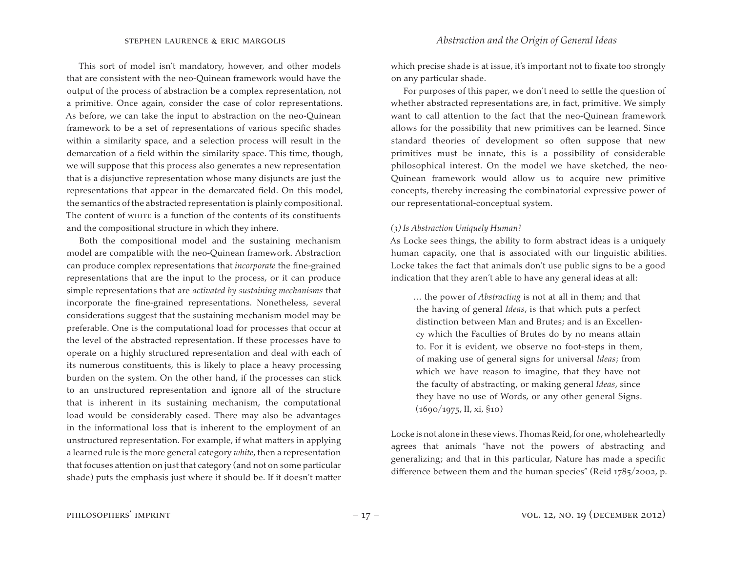This sort of model isn't mandatory, however, and other models that are consistent with the neo-Quinean framework would have the output of the process of abstraction be a complex representation, not a primitive. Once again, consider the case of color representations. As before, we can take the input to abstraction on the neo-Quinean framework to be a set of representations of various specific shades within a similarity space, and a selection process will result in the demarcation of a field within the similarity space. This time, though, we will suppose that this process also generates a new representation that is a disjunctive representation whose many disjuncts are just the representations that appear in the demarcated field. On this model, the semantics of the abstracted representation is plainly compositional. The content of WHITE is a function of the contents of its constituents and the compositional structure in which they inhere.

Both the compositional model and the sustaining mechanism model are compatible with the neo-Quinean framework. Abstraction can produce complex representations that *incorporate* the fine-grained representations that are the input to the process, or it can produce simple representations that are *activated by sustaining mechanisms* that incorporate the fine-grained representations. Nonetheless, several considerations suggest that the sustaining mechanism model may be preferable. One is the computational load for processes that occur at the level of the abstracted representation. If these processes have to operate on a highly structured representation and deal with each of its numerous constituents, this is likely to place a heavy processing burden on the system. On the other hand, if the processes can stick to an unstructured representation and ignore all of the structure that is inherent in its sustaining mechanism, the computational load would be considerably eased. There may also be advantages in the informational loss that is inherent to the employment of an unstructured representation. For example, if what matters in applying a learned rule is the more general category *white*, then a representation that focuses attention on just that category (and not on some particular shade) puts the emphasis just where it should be. If it doesn't matter which precise shade is at issue, it's important not to fixate too strongly on any particular shade.

For purposes of this paper, we don't need to settle the question of whether abstracted representations are, in fact, primitive. We simply want to call attention to the fact that the neo-Quinean framework allows for the possibility that new primitives can be learned. Since standard theories of development so often suppose that new primitives must be innate, this is a possibility of considerable philosophical interest. On the model we have sketched, the neo-Quinean framework would allow us to acquire new primitive concepts, thereby increasing the combinatorial expressive power of our representational-conceptual system.

### *(3) Is Abstraction Uniquely Human?*

As Locke sees things, the ability to form abstract ideas is a uniquely human capacity, one that is associated with our linguistic abilities. Locke takes the fact that animals don't use public signs to be a good indication that they aren't able to have any general ideas at all:

> … the power of *Abstracting* is not at all in them; and that the having of general *Ideas*, is that which puts a perfect distinction between Man and Brutes; and is an Excellency which the Faculties of Brutes do by no means attain to. For it is evident, we observe no foot-steps in them, of making use of general signs for universal *Ideas*; from which we have reason to imagine, that they have not the faculty of abstracting, or making general *Ideas*, since they have no use of Words, or any other general Signs. (1690/1975, II, xi, §10)

Locke is not alone in these views. Thomas Reid, for one, wholeheartedly agrees that animals "have not the powers of abstracting and generalizing; and that in this particular, Nature has made a specific difference between them and the human species" (Reid 1785/2002, p.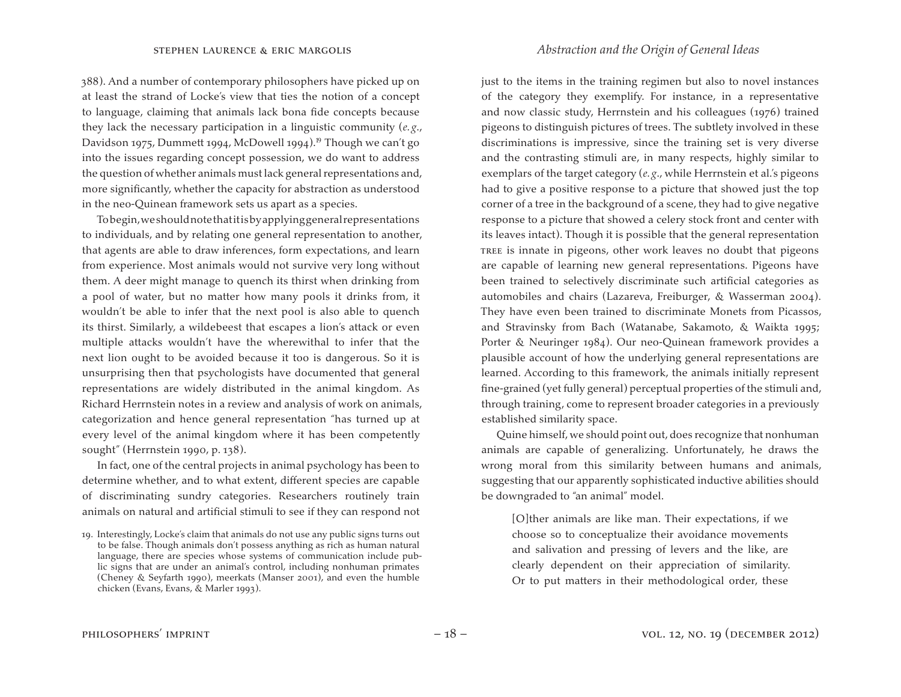388). And a number of contemporary philosophers have picked up on at least the strand of Locke's view that ties the notion of a concept to language, claiming that animals lack bona fide concepts because they lack the necessary participation in a linguistic community (*e.g.*, Davidson 1975, Dummett 1994, McDowell 1994).[19] Though we can't go into the issues regarding concept possession, we do want to address the question of whether animals must lack general representations and, more significantly, whether the capacity for abstraction as understood in the neo-Quinean framework sets us apart as a species.

To begin, we should note that it is by applying general representations to individuals, and by relating one general representation to another, that agents are able to draw inferences, form expectations, and learn from experience. Most animals would not survive very long without them. A deer might manage to quench its thirst when drinking from a pool of water, but no matter how many pools it drinks from, it wouldn't be able to infer that the next pool is also able to quench its thirst. Similarly, a wildebeest that escapes a lion's attack or even multiple attacks wouldn't have the wherewithal to infer that the next lion ought to be avoided because it too is dangerous. So it is unsurprising then that psychologists have documented that general representations are widely distributed in the animal kingdom. As Richard Herrnstein notes in a review and analysis of work on animals, categorization and hence general representation "has turned up at every level of the animal kingdom where it has been competently sought" (Herrnstein 1990, p. 138).

In fact, one of the central projects in animal psychology has been to determine whether, and to what extent, different species are capable of discriminating sundry categories. Researchers routinely train animals on natural and artificial stimuli to see if they can respond not just to the items in the training regimen but also to novel instances of the category they exemplify. For instance, in a representative and now classic study, Herrnstein and his colleagues (1976) trained pigeons to distinguish pictures of trees. The subtlety involved in these discriminations is impressive, since the training set is very diverse and the contrasting stimuli are, in many respects, highly similar to exemplars of the target category (*e.g.*, while Herrnstein et al.'s pigeons had to give a positive response to a picture that showed just the top corner of a tree in the background of a scene, they had to give negative response to a picture that showed a celery stock front and center with its leaves intact). Though it is possible that the general representation TREE is innate in pigeons, other work leaves no doubt that pigeons are capable of learning new general representations. Pigeons have been trained to selectively discriminate such artificial categories as automobiles and chairs (Lazareva, Freiburger, & Wasserman 2004). They have even been trained to discriminate Monets from Picassos, and Stravinsky from Bach (Watanabe, Sakamoto, & Waikta 1995; Porter & Neuringer 1984). Our neo-Quinean framework provides a plausible account of how the underlying general representations are learned. According to this framework, the animals initially represent fine-grained (yet fully general) perceptual properties of the stimuli and, through training, come to represent broader categories in a previously established similarity space.

Quine himself, we should point out, does recognize that nonhuman animals are capable of generalizing. Unfortunately, he draws the wrong moral from this similarity between humans and animals, suggesting that our apparently sophisticated inductive abilities should be downgraded to "an animal" model.

> [O]ther animals are like man. Their expectations, if we choose so to conceptualize their avoidance movements and salivation and pressing of levers and the like, are clearly dependent on their appreciation of similarity. Or to put matters in their methodological order, these

19. Interestingly, Locke's claim that animals do not use any public signs turns out to be false. Though animals don't possess anything as rich as human natural language, there are species whose systems of communication include public signs that are under an animal's control, including nonhuman primates (Cheney & Seyfarth 1990), meerkats (Manser 2001), and even the humble chicken (Evans, Evans, & Marler 1993).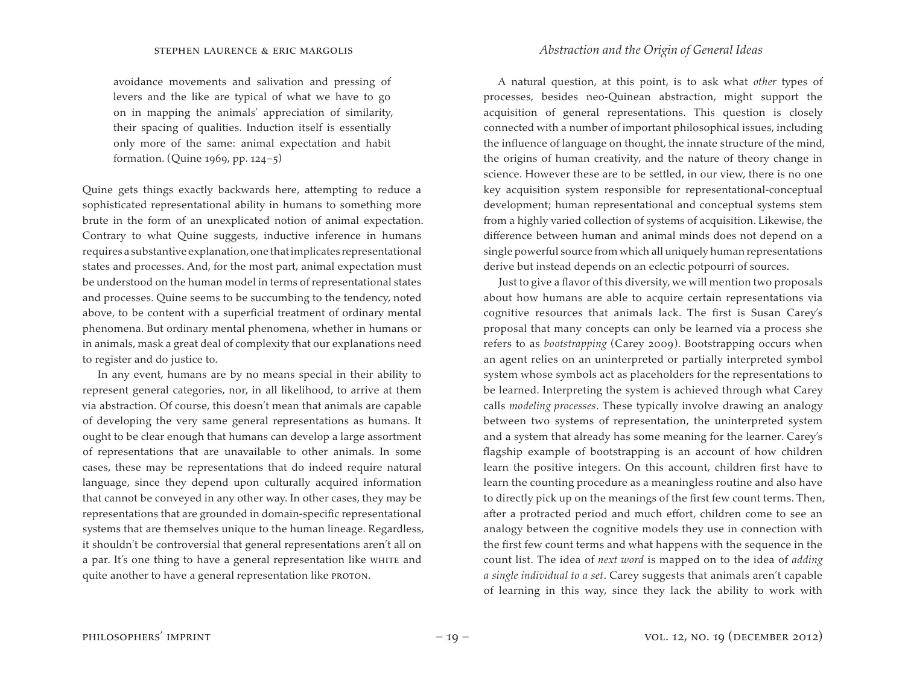> avoidance movements and salivation and pressing of levers and the like are typical of what we have to go on in mapping the animals' appreciation of similarity, their spacing of qualities. Induction itself is essentially only more of the same: animal expectation and habit formation. (Quine 1969, pp. 124–5)

Quine gets things exactly backwards here, attempting to reduce a sophisticated representational ability in humans to something more brute in the form of an unexplicated notion of animal expectation. Contrary to what Quine suggests, inductive inference in humans requires a substantive explanation, one that implicates representational states and processes. And, for the most part, animal expectation must be understood on the human model in terms of representational states and processes. Quine seems to be succumbing to the tendency, noted above, to be content with a superficial treatment of ordinary mental phenomena. But ordinary mental phenomena, whether in humans or in animals, mask a great deal of complexity that our explanations need to register and do justice to.

In any event, humans are by no means special in their ability to represent general categories, nor, in all likelihood, to arrive at them via abstraction. Of course, this doesn't mean that animals are capable of developing the very same general representations as humans. It ought to be clear enough that humans can develop a large assortment of representations that are unavailable to other animals. In some cases, these may be representations that do indeed require natural language, since they depend upon culturally acquired information that cannot be conveyed in any other way. In other cases, they may be representations that are grounded in domain-specific representational systems that are themselves unique to the human lineage. Regardless, it shouldn't be controversial that general representations aren't all on a par. It's one thing to have a general representation like WHITE and quite another to have a general representation like PROTON.

A natural question, at this point, is to ask what *other* types of processes, besides neo-Quinean abstraction, might support the acquisition of general representations. This question is closely connected with a number of important philosophical issues, including the influence of language on thought, the innate structure of the mind, the origins of human creativity, and the nature of theory change in science. However these are to be settled, in our view, there is no one key acquisition system responsible for representational-conceptual development; human representational and conceptual systems stem from a highly varied collection of systems of acquisition. Likewise, the difference between human and animal minds does not depend on a single powerful source from which all uniquely human representations derive but instead depends on an eclectic potpourri of sources.

Just to give a flavor of this diversity, we will mention two proposals about how humans are able to acquire certain representations via cognitive resources that animals lack. The first is Susan Carey's proposal that many concepts can only be learned via a process she refers to as *bootstrapping* (Carey 2009). Bootstrapping occurs when an agent relies on an uninterpreted or partially interpreted symbol system whose symbols act as placeholders for the representations to be learned. Interpreting the system is achieved through what Carey calls *modeling processes*. These typically involve drawing an analogy between two systems of representation, the uninterpreted system and a system that already has some meaning for the learner. Carey's flagship example of bootstrapping is an account of how children learn the positive integers. On this account, children first have to learn the counting procedure as a meaningless routine and also have to directly pick up on the meanings of the first few count terms. Then, after a protracted period and much effort, children come to see an analogy between the cognitive models they use in connection with the first few count terms and what happens with the sequence in the count list. The idea of *next word* is mapped on to the idea of *adding a single individual to a set*. Carey suggests that animals aren't capable of learning in this way, since they lack the ability to work with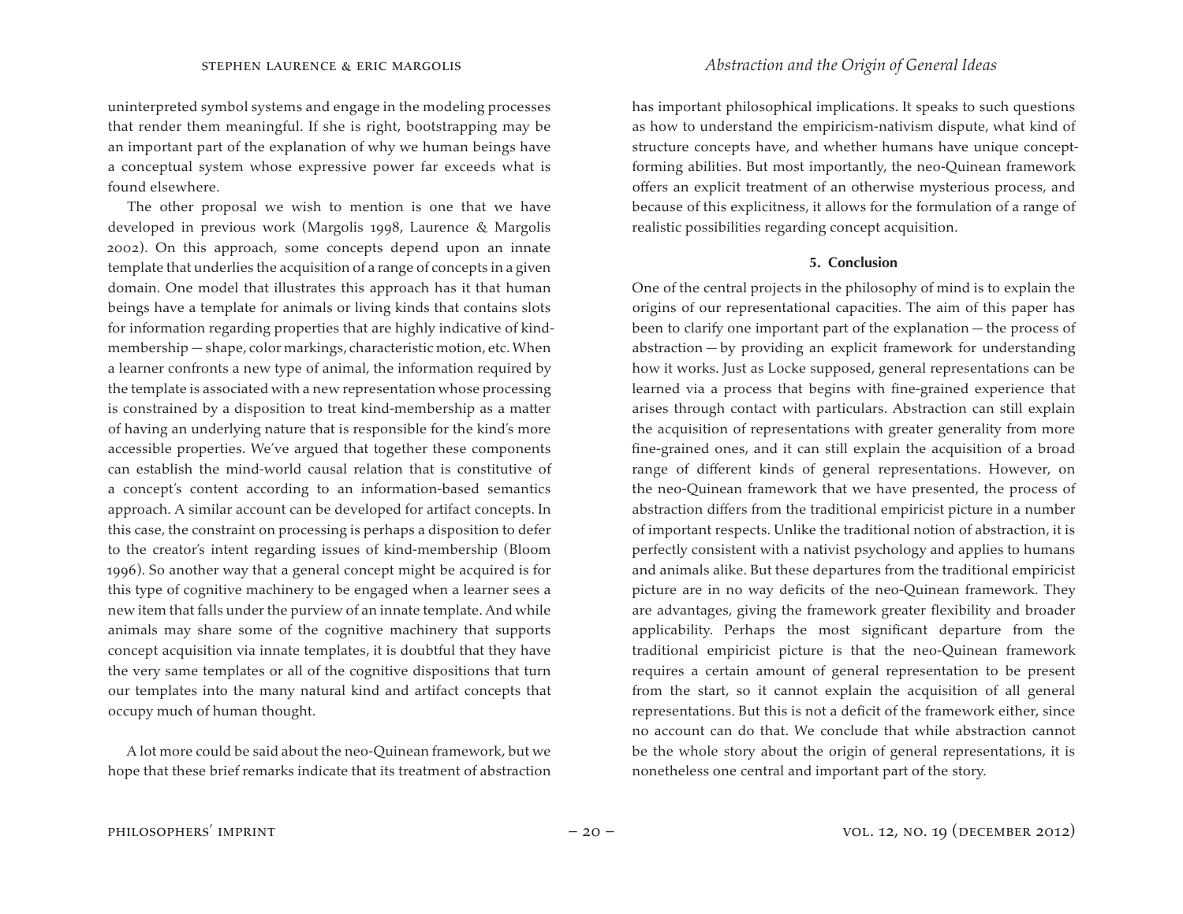uninterpreted symbol systems and engage in the modeling processes that render them meaningful. If she is right, bootstrapping may be an important part of the explanation of why we human beings have a conceptual system whose expressive power far exceeds what is found elsewhere.

The other proposal we wish to mention is one that we have developed in previous work (Margolis 1998, Laurence & Margolis 2002). On this approach, some concepts depend upon an innate template that underlies the acquisition of a range of concepts in a given domain. One model that illustrates this approach has it that human beings have a template for animals or living kinds that contains slots for information regarding properties that are highly indicative of kind-membership — shape, color markings, characteristic motion, etc. When a learner confronts a new type of animal, the information required by the template is associated with a new representation whose processing is constrained by a disposition to treat kind-membership as a matter of having an underlying nature that is responsible for the kind's more accessible properties. We've argued that together these components can establish the mind-world causal relation that is constitutive of a concept's content according to an information-based semantics approach. A similar account can be developed for artifact concepts. In this case, the constraint on processing is perhaps a disposition to defer to the creator's intent regarding issues of kind-membership (Bloom 1996). So another way that a general concept might be acquired is for this type of cognitive machinery to be engaged when a learner sees a new item that falls under the purview of an innate template. And while animals may share some of the cognitive machinery that supports concept acquisition via innate templates, it is doubtful that they have the very same templates or all of the cognitive dispositions that turn our templates into the many natural kind and artifact concepts that occupy much of human thought.

A lot more could be said about the neo-Quinean framework, but we hope that these brief remarks indicate that its treatment of abstraction has important philosophical implications. It speaks to such questions as how to understand the empiricism-nativism dispute, what kind of structure concepts have, and whether humans have unique concept-forming abilities. But most importantly, the neo-Quinean framework offers an explicit treatment of an otherwise mysterious process, and because of this explicitness, it allows for the formulation of a range of realistic possibilities regarding concept acquisition.

## 5. Conclusion

One of the central projects in the philosophy of mind is to explain the origins of our representational capacities. The aim of this paper has been to clarify one important part of the explanation — the process of abstraction — by providing an explicit framework for understanding how it works. Just as Locke supposed, general representations can be learned via a process that begins with fine-grained experience that arises through contact with particulars. Abstraction can still explain the acquisition of representations with greater generality from more fine-grained ones, and it can still explain the acquisition of a broad range of different kinds of general representations. However, on the neo-Quinean framework that we have presented, the process of abstraction differs from the traditional empiricist picture in a number of important respects. Unlike the traditional notion of abstraction, it is perfectly consistent with a nativist psychology and applies to humans and animals alike. But these departures from the traditional empiricist picture are in no way deficits of the neo-Quinean framework. They are advantages, giving the framework greater flexibility and broader applicability. Perhaps the most significant departure from the traditional empiricist picture is that the neo-Quinean framework requires a certain amount of general representation to be present from the start, so it cannot explain the acquisition of all general representations. But this is not a deficit of the framework either, since no account can do that. We conclude that while abstraction cannot be the whole story about the origin of general representations, it is nonetheless one central and important part of the story.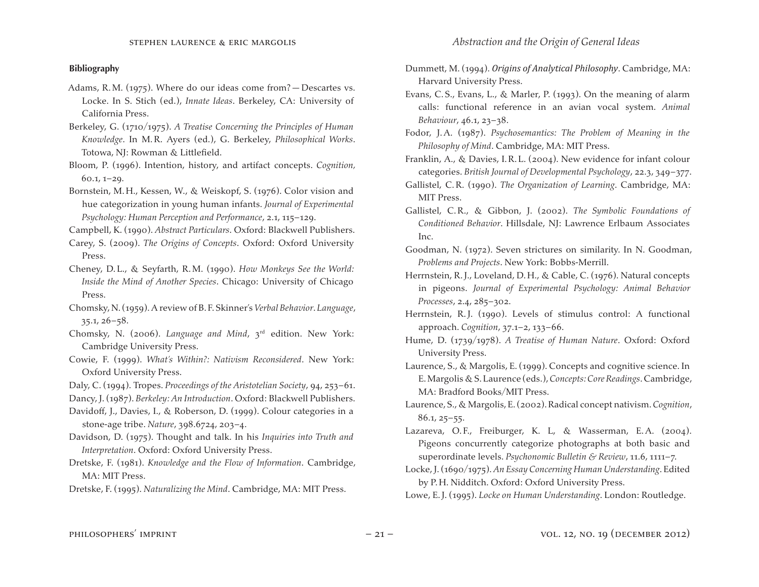### Bibliography

Adams, R.M. (1975). Where do our ideas come from? — Descartes vs. Locke. In S. Stich (ed.), *Innate Ideas*. Berkeley, CA: University of California Press.

Berkeley, G. (1710/1975). *A Treatise Concerning the Principles of Human Knowledge*. In M.R. Ayers (ed.), G. Berkeley, *Philosophical Works*. Totowa, NJ: Rowman & Littlefield.

Bloom, P. (1996). Intention, history, and artifact concepts. *Cognition,* 60.1, 1–29.

Bornstein, M.H., Kessen, W., & Weiskopf, S. (1976). Color vision and hue categorization in young human infants. *Journal of Experimental Psychology: Human Perception and Performance*, 2.1, 115–129.

Campbell, K. (1990). *Abstract Particulars*. Oxford: Blackwell Publishers.

Carey, S. (2009). *The Origins of Concepts*. Oxford: Oxford University Press.

Cheney, D.L., & Seyfarth, R.M. (1990). *How Monkeys See the World: Inside the Mind of Another Species*. Chicago: University of Chicago Press.

Chomsky, N. (1959). A review of B.F. Skinner's *Verbal Behavior*. *Language*, 35.1, 26–58.

Chomsky, N. (2006). *Language and Mind*, 3rd edition. New York: Cambridge University Press.

Cowie, F. (1999). *What's Within?: Nativism Reconsidered*. New York: Oxford University Press.

Daly, C. (1994). Tropes. *Proceedings of the Aristotelian Society*, 94, 253–61.

Dancy, J. (1987). *Berkeley: An Introduction*. Oxford: Blackwell Publishers.

Davidoff, J., Davies, I., & Roberson, D. (1999). Colour categories in a stone-age tribe. *Nature*, 398.6724, 203–4.

Davidson, D. (1975). Thought and talk. In his *Inquiries into Truth and Interpretation*. Oxford: Oxford University Press.

Dretske, F. (1981). *Knowledge and the Flow of Information*. Cambridge, MA: MIT Press.

Dretske, F. (1995). *Naturalizing the Mind*. Cambridge, MA: MIT Press.

Dummett, M. (1994). *Origins of Analytical Philosophy*. Cambridge, MA: Harvard University Press.

Evans, C.S., Evans, L., & Marler, P. (1993). On the meaning of alarm calls: functional reference in an avian vocal system. *Animal Behaviour*, 46.1, 23–38.

Fodor, J.A. (1987). *Psychosemantics: The Problem of Meaning in the Philosophy of Mind*. Cambridge, MA: MIT Press.

Franklin, A., & Davies, I.R.L. (2004). New evidence for infant colour categories. *British Journal of Developmental Psychology*, 22.3, 349–377.

Gallistel, C.R. (1990). *The Organization of Learning*. Cambridge, MA: MIT Press.

Gallistel, C.R., & Gibbon, J. (2002). *The Symbolic Foundations of Conditioned Behavior*. Hillsdale, NJ: Lawrence Erlbaum Associates Inc.

Goodman, N. (1972). Seven strictures on similarity. In N. Goodman, *Problems and Projects*. New York: Bobbs-Merrill.

Herrnstein, R.J., Loveland, D.H., & Cable, C. (1976). Natural concepts in pigeons. *Journal of Experimental Psychology: Animal Behavior Processes*, 2.4, 285–302.

Herrnstein, R.J. (1990). Levels of stimulus control: A functional approach. *Cognition*, 37.1–2, 133–66.

Hume, D. (1739/1978). *A Treatise of Human Nature*. Oxford: Oxford University Press.

Laurence, S., & Margolis, E. (1999). Concepts and cognitive science. In E. Margolis & S. Laurence (eds.), *Concepts: Core Readings*. Cambridge, MA: Bradford Books/MIT Press.

Laurence, S., & Margolis, E. (2002). Radical concept nativism. *Cognition*, 86.1, 25–55.

Lazareva, O.F., Freiburger, K. L, & Wasserman, E.A. (2004). Pigeons concurrently categorize photographs at both basic and superordinate levels. *Psychonomic Bulletin & Review*, 11.6, 1111–7.

Locke, J. (1690/1975). *An Essay Concerning Human Understanding*. Edited by P.H. Nidditch. Oxford: Oxford University Press.

Lowe, E.J. (1995). *Locke on Human Understanding*. London: Routledge.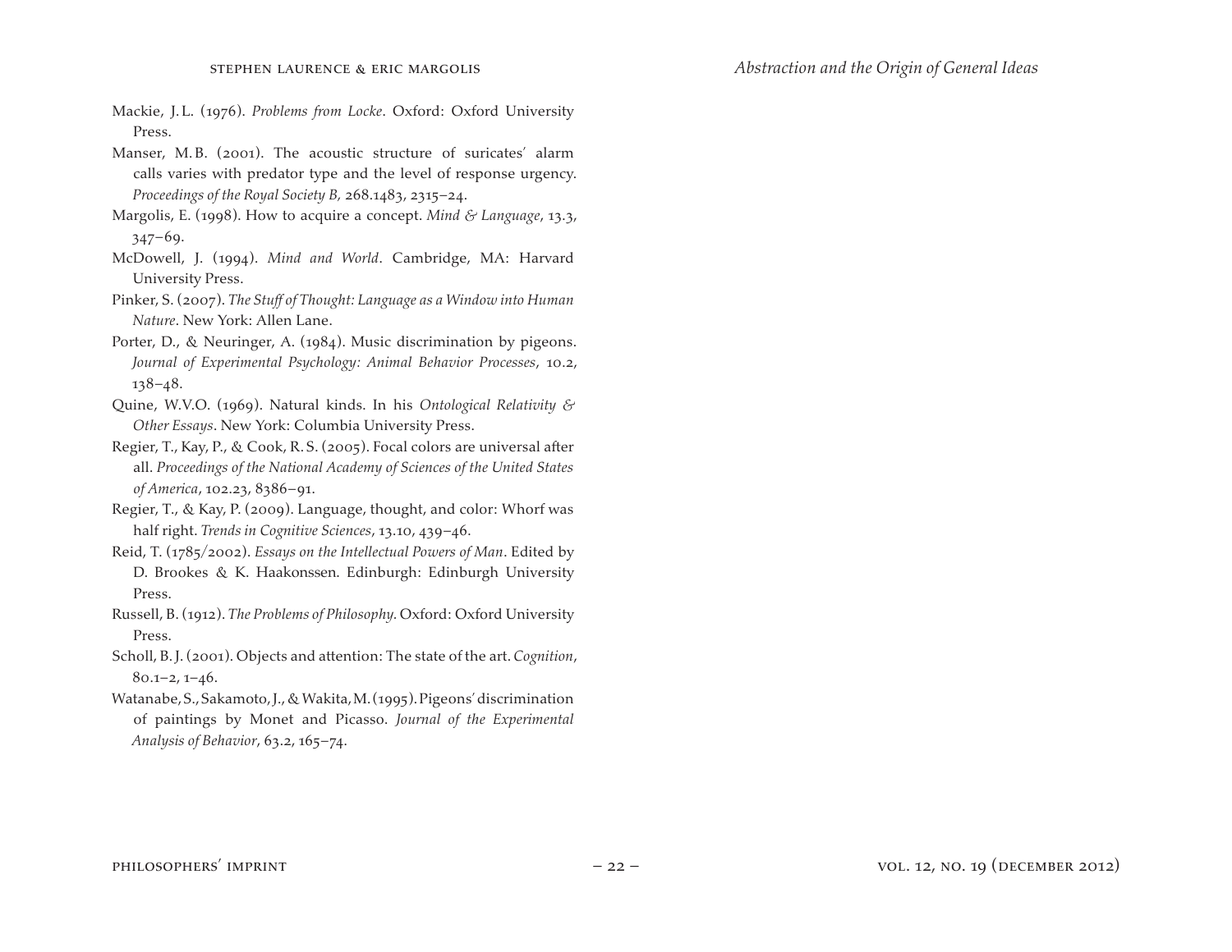Mackie, J.L. (1976). *Problems from Locke*. Oxford: Oxford University Press.

Manser, M.B. (2001). The acoustic structure of suricates' alarm calls varies with predator type and the level of response urgency. *Proceedings of the Royal Society B,* 268.1483, 2315–24.

Margolis, E. (1998). How to acquire a concept. *Mind & Language*, 13.3, 347–69.

McDowell, J. (1994). *Mind and World*. Cambridge, MA: Harvard University Press.

Pinker, S. (2007). *The Stuff of Thought: Language as a Window into Human Nature*. New York: Allen Lane.

Porter, D., & Neuringer, A. (1984). Music discrimination by pigeons. *Journal of Experimental Psychology: Animal Behavior Processes*, 10.2, 138–48.

Quine, W.V.O. (1969). Natural kinds. In his *Ontological Relativity & Other Essays*. New York: Columbia University Press.

Regier, T., Kay, P., & Cook, R.S. (2005). Focal colors are universal after all. *Proceedings of the National Academy of Sciences of the United States of America*, 102.23, 8386–91.

Regier, T., & Kay, P. (2009). Language, thought, and color: Whorf was half right. *Trends in Cognitive Sciences*, 13.10, 439–46.

Reid, T. (1785/2002). *Essays on the Intellectual Powers of Man*. Edited by D. Brookes & K. Haakonssen. Edinburgh: Edinburgh University Press.

Russell, B. (1912). *The Problems of Philosophy*. Oxford: Oxford University Press.

Scholl, B.J. (2001). Objects and attention: The state of the art. *Cognition*, 80.1–2, 1–46.

Watanabe, S., Sakamoto, J., & Wakita, M. (1995). Pigeons' discrimination of paintings by Monet and Picasso. *Journal of the Experimental Analysis of Behavior*, 63.2, 165–74.